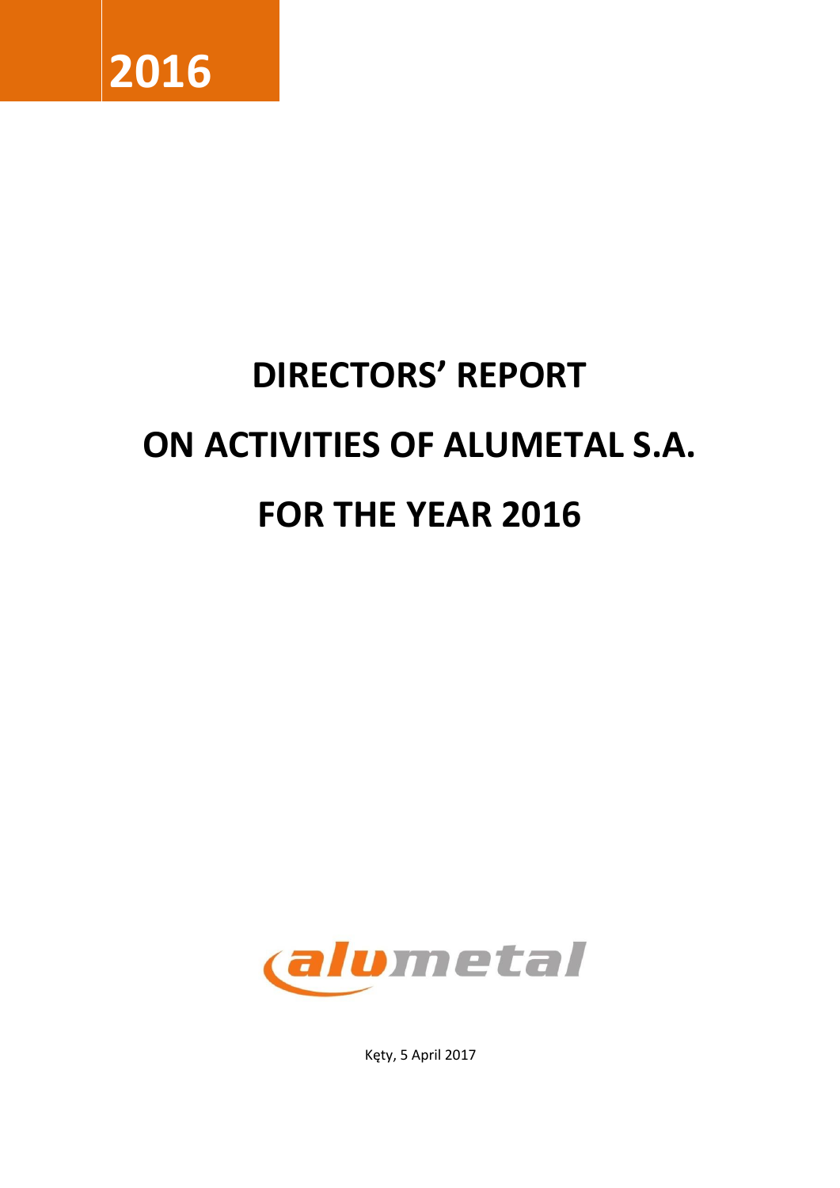2016

# DIRECTORS' REPORT

# ON ACTIVITIES OF ALUMETAL S.A.

# FOR THE YEAR 2016

alumetal

Kęty, 5 April 2017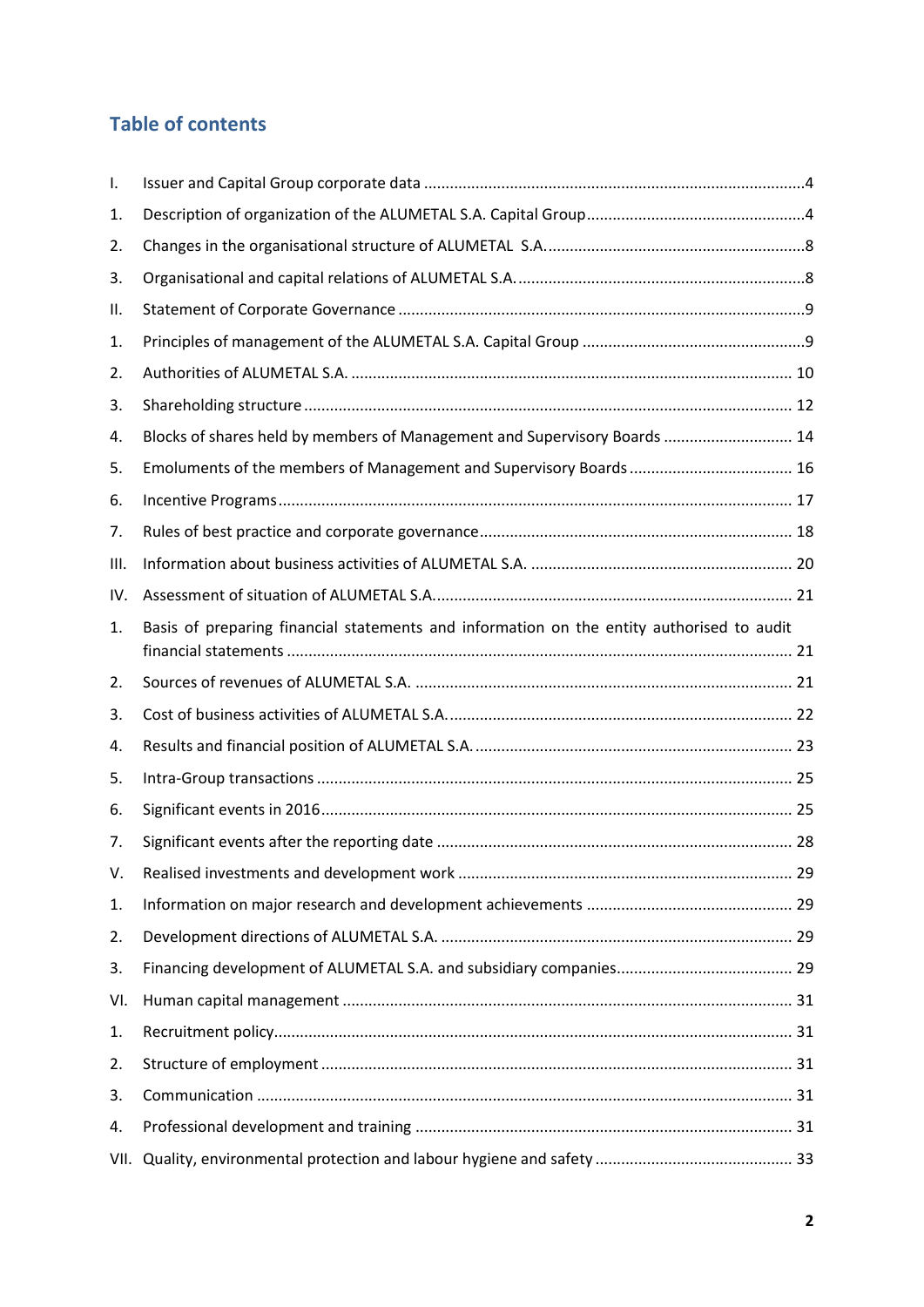## Table of contents

| | | |
|---|---|---|
| I. | Issuer and Capital Group corporate data | 4 |
| 1. | Description of organization of the ALUMETAL S.A. Capital Group | 4 |
| 2. | Changes in the organisational structure of ALUMETAL S.A. | 8 |
| 3. | Organisational and capital relations of ALUMETAL S.A. | 8 |
| II. | Statement of Corporate Governance | 9 |
| 1. | Principles of management of the ALUMETAL S.A. Capital Group | 9 |
| 2. | Authorities of ALUMETAL S.A. | 10 |
| 3. | Shareholding structure | 12 |
| 4. | Blocks of shares held by members of Management and Supervisory Boards | 14 |
| 5. | Emoluments of the members of Management and Supervisory Boards | 16 |
| 6. | Incentive Programs | 17 |
| 7. | Rules of best practice and corporate governance | 18 |
| III. | Information about business activities of ALUMETAL S.A. | 20 |
| IV. | Assessment of situation of ALUMETAL S.A. | 21 |
| 1. | Basis of preparing financial statements and information on the entity authorised to audit financial statements | 21 |
| 2. | Sources of revenues of ALUMETAL S.A. | 21 |
| 3. | Cost of business activities of ALUMETAL S.A. | 22 |
| 4. | Results and financial position of ALUMETAL S.A. | 23 |
| 5. | Intra-Group transactions | 25 |
| 6. | Significant events in 2016 | 25 |
| 7. | Significant events after the reporting date | 28 |
| V. | Realised investments and development work | 29 |
| 1. | Information on major research and development achievements | 29 |
| 2. | Development directions of ALUMETAL S.A. | 29 |
| 3. | Financing development of ALUMETAL S.A. and subsidiary companies | 29 |
| VI. | Human capital management | 31 |
| 1. | Recruitment policy | 31 |
| 2. | Structure of employment | 31 |
| 3. | Communication | 31 |
| 4. | Professional development and training | 31 |
| VII. | Quality, environmental protection and labour hygiene and safety | 33 |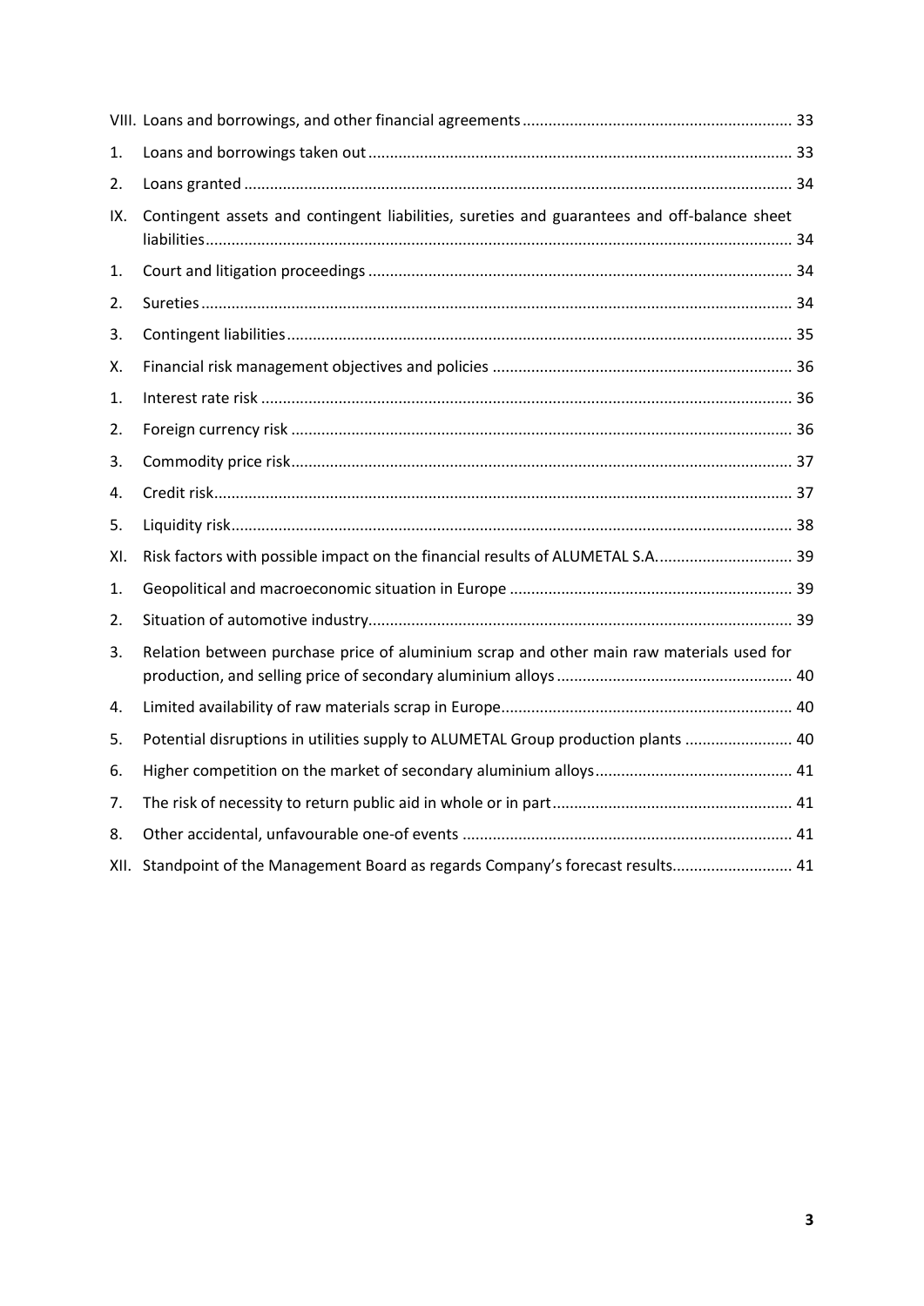VIII. Loans and borrowings, and other financial agreements ... 33

1. Loans and borrowings taken out ... 33
2. Loans granted ... 34

IX. Contingent assets and contingent liabilities, sureties and guarantees and off-balance sheet liabilities ... 34

1. Court and litigation proceedings ... 34
2. Sureties ... 34
3. Contingent liabilities ... 35

X. Financial risk management objectives and policies ... 36

1. Interest rate risk ... 36
2. Foreign currency risk ... 36
3. Commodity price risk ... 37
4. Credit risk ... 37
5. Liquidity risk ... 38

XI. Risk factors with possible impact on the financial results of ALUMETAL S.A. ... 39

1. Geopolitical and macroeconomic situation in Europe ... 39
2. Situation of automotive industry ... 39
3. Relation between purchase price of aluminium scrap and other main raw materials used for production, and selling price of secondary aluminium alloys ... 40
4. Limited availability of raw materials scrap in Europe ... 40
5. Potential disruptions in utilities supply to ALUMETAL Group production plants ... 40
6. Higher competition on the market of secondary aluminium alloys ... 41
7. The risk of necessity to return public aid in whole or in part ... 41
8. Other accidental, unfavourable one-of events ... 41

XII. Standpoint of the Management Board as regards Company's forecast results ... 41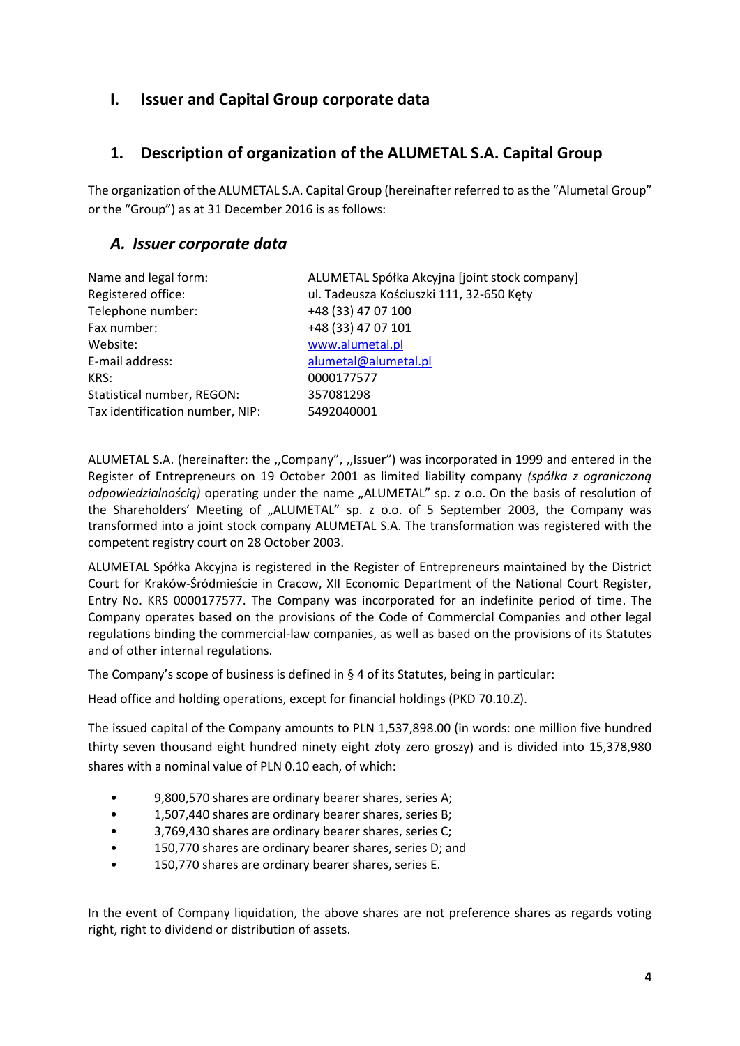# I. Issuer and Capital Group corporate data

## 1. Description of organization of the ALUMETAL S.A. Capital Group

The organization of the ALUMETAL S.A. Capital Group (hereinafter referred to as the "Alumetal Group" or the "Group") as at 31 December 2016 is as follows:

### *A. Issuer corporate data*

| | |
|---|---|
| Name and legal form: | ALUMETAL Spółka Akcyjna [joint stock company] |
| Registered office: | ul. Tadeusza Kościuszki 111, 32-650 Kęty |
| Telephone number: | +48 (33) 47 07 100 |
| Fax number: | +48 (33) 47 07 101 |
| Website: | www.alumetal.pl |
| E-mail address: | alumetal@alumetal.pl |
| KRS: | 0000177577 |
| Statistical number, REGON: | 357081298 |
| Tax identification number, NIP: | 5492040001 |

ALUMETAL S.A. (hereinafter: the ,,Company", ,,Issuer") was incorporated in 1999 and entered in the Register of Entrepreneurs on 19 October 2001 as limited liability company *(spółka z ograniczoną odpowiedzialnością)* operating under the name „ALUMETAL" sp. z o.o. On the basis of resolution of the Shareholders' Meeting of „ALUMETAL" sp. z o.o. of 5 September 2003, the Company was transformed into a joint stock company ALUMETAL S.A. The transformation was registered with the competent registry court on 28 October 2003.

ALUMETAL Spółka Akcyjna is registered in the Register of Entrepreneurs maintained by the District Court for Kraków-Śródmieście in Cracow, XII Economic Department of the National Court Register, Entry No. KRS 0000177577. The Company was incorporated for an indefinite period of time. The Company operates based on the provisions of the Code of Commercial Companies and other legal regulations binding the commercial-law companies, as well as based on the provisions of its Statutes and of other internal regulations.

The Company's scope of business is defined in § 4 of its Statutes, being in particular:

Head office and holding operations, except for financial holdings (PKD 70.10.Z).

The issued capital of the Company amounts to PLN 1,537,898.00 (in words: one million five hundred thirty seven thousand eight hundred ninety eight złoty zero groszy) and is divided into 15,378,980 shares with a nominal value of PLN 0.10 each, of which:

- 9,800,570 shares are ordinary bearer shares, series A;
- 1,507,440 shares are ordinary bearer shares, series B;
- 3,769,430 shares are ordinary bearer shares, series C;
- 150,770 shares are ordinary bearer shares, series D; and
- 150,770 shares are ordinary bearer shares, series E.

In the event of Company liquidation, the above shares are not preference shares as regards voting right, right to dividend or distribution of assets.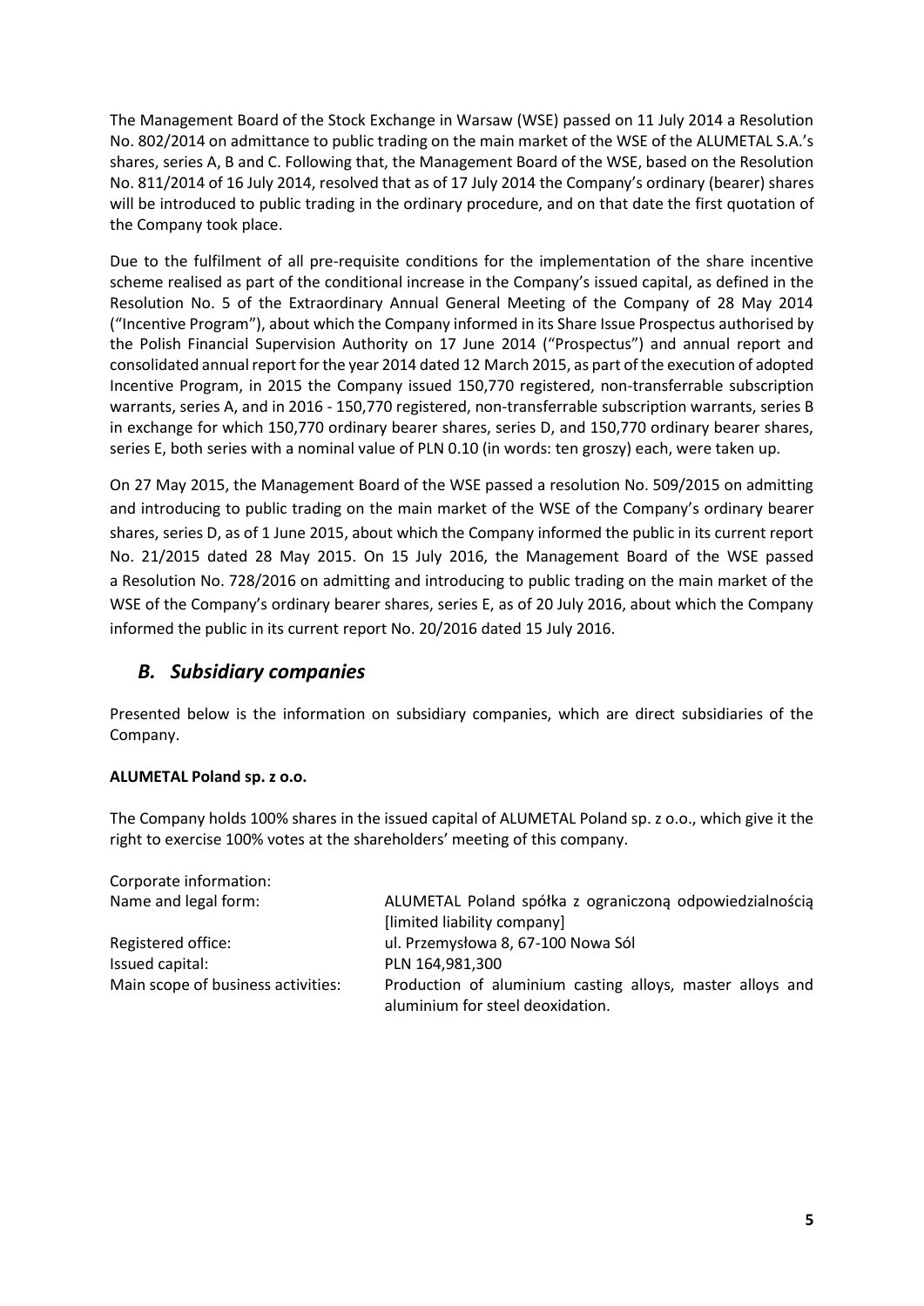The Management Board of the Stock Exchange in Warsaw (WSE) passed on 11 July 2014 a Resolution No. 802/2014 on admittance to public trading on the main market of the WSE of the ALUMETAL S.A.'s shares, series A, B and C. Following that, the Management Board of the WSE, based on the Resolution No. 811/2014 of 16 July 2014, resolved that as of 17 July 2014 the Company's ordinary (bearer) shares will be introduced to public trading in the ordinary procedure, and on that date the first quotation of the Company took place.

Due to the fulfilment of all pre-requisite conditions for the implementation of the share incentive scheme realised as part of the conditional increase in the Company's issued capital, as defined in the Resolution No. 5 of the Extraordinary Annual General Meeting of the Company of 28 May 2014 ("Incentive Program"), about which the Company informed in its Share Issue Prospectus authorised by the Polish Financial Supervision Authority on 17 June 2014 ("Prospectus") and annual report and consolidated annual report for the year 2014 dated 12 March 2015, as part of the execution of adopted Incentive Program, in 2015 the Company issued 150,770 registered, non-transferrable subscription warrants, series A, and in 2016 - 150,770 registered, non-transferrable subscription warrants, series B in exchange for which 150,770 ordinary bearer shares, series D, and 150,770 ordinary bearer shares, series E, both series with a nominal value of PLN 0.10 (in words: ten groszy) each, were taken up.

On 27 May 2015, the Management Board of the WSE passed a resolution No. 509/2015 on admitting and introducing to public trading on the main market of the WSE of the Company's ordinary bearer shares, series D, as of 1 June 2015, about which the Company informed the public in its current report No. 21/2015 dated 28 May 2015. On 15 July 2016, the Management Board of the WSE passed a Resolution No. 728/2016 on admitting and introducing to public trading on the main market of the WSE of the Company's ordinary bearer shares, series E, as of 20 July 2016, about which the Company informed the public in its current report No. 20/2016 dated 15 July 2016.

## *B. Subsidiary companies*

Presented below is the information on subsidiary companies, which are direct subsidiaries of the Company.

**ALUMETAL Poland sp. z o.o.**

The Company holds 100% shares in the issued capital of ALUMETAL Poland sp. z o.o., which give it the right to exercise 100% votes at the shareholders' meeting of this company.

Corporate information:

| | |
|---|---|
| Name and legal form: | ALUMETAL Poland spółka z ograniczoną odpowiedzialnością [limited liability company] |
| Registered office: | ul. Przemysłowa 8, 67-100 Nowa Sól |
| Issued capital: | PLN 164,981,300 |
| Main scope of business activities: | Production of aluminium casting alloys, master alloys and aluminium for steel deoxidation. |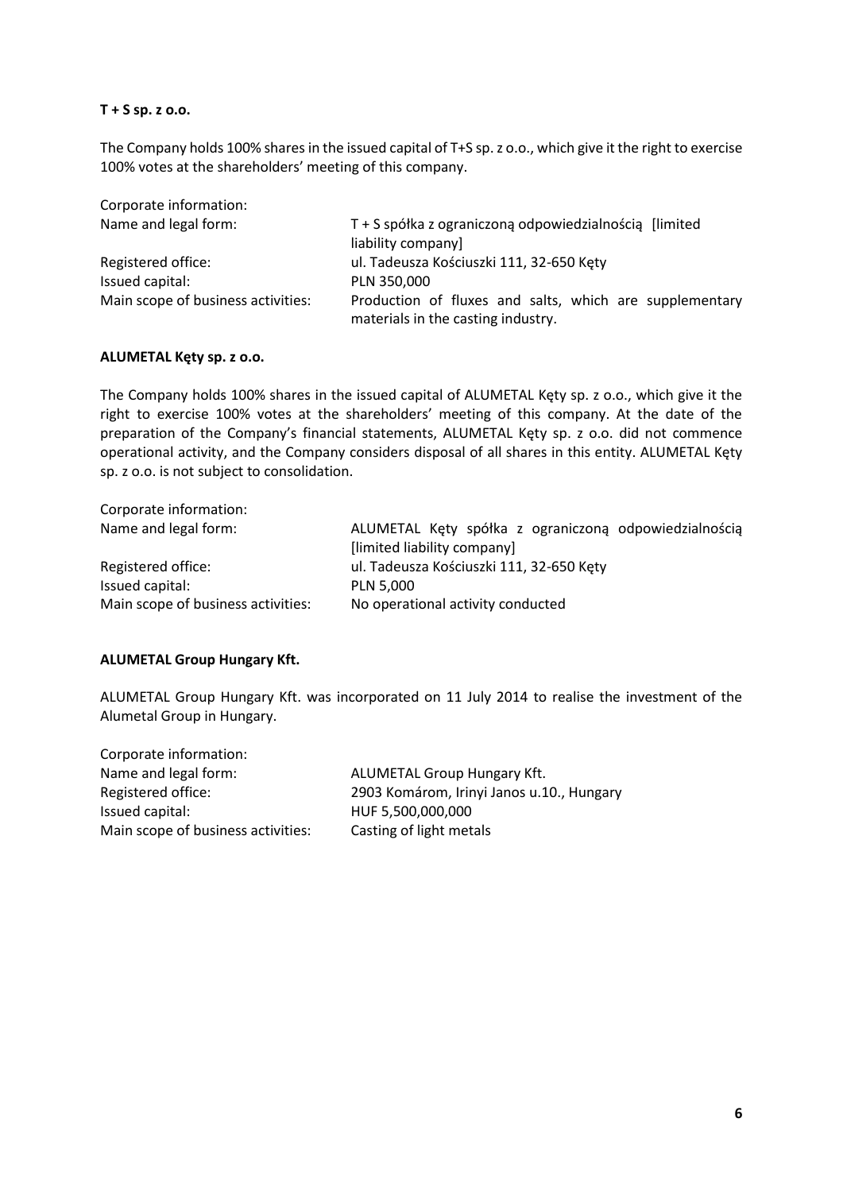**T + S sp. z o.o.**

The Company holds 100% shares in the issued capital of T+S sp. z o.o., which give it the right to exercise 100% votes at the shareholders' meeting of this company.

| Corporate information: | |
|---|---|
| Name and legal form: | T + S spółka z ograniczoną odpowiedzialnością [limited liability company] |
| Registered office: | ul. Tadeusza Kościuszki 111, 32-650 Kęty |
| Issued capital: | PLN 350,000 |
| Main scope of business activities: | Production of fluxes and salts, which are supplementary materials in the casting industry. |

**ALUMETAL Kęty sp. z o.o.**

The Company holds 100% shares in the issued capital of ALUMETAL Kęty sp. z o.o., which give it the right to exercise 100% votes at the shareholders' meeting of this company. At the date of the preparation of the Company's financial statements, ALUMETAL Kęty sp. z o.o. did not commence operational activity, and the Company considers disposal of all shares in this entity. ALUMETAL Kęty sp. z o.o. is not subject to consolidation.

| Corporate information: | |
|---|---|
| Name and legal form: | ALUMETAL Kęty spółka z ograniczoną odpowiedzialnością [limited liability company] |
| Registered office: | ul. Tadeusza Kościuszki 111, 32-650 Kęty |
| Issued capital: | PLN 5,000 |
| Main scope of business activities: | No operational activity conducted |

**ALUMETAL Group Hungary Kft.**

ALUMETAL Group Hungary Kft. was incorporated on 11 July 2014 to realise the investment of the Alumetal Group in Hungary.

| Corporate information: | |
|---|---|
| Name and legal form: | ALUMETAL Group Hungary Kft. |
| Registered office: | 2903 Komárom, Irinyi Janos u.10., Hungary |
| Issued capital: | HUF 5,500,000,000 |
| Main scope of business activities: | Casting of light metals |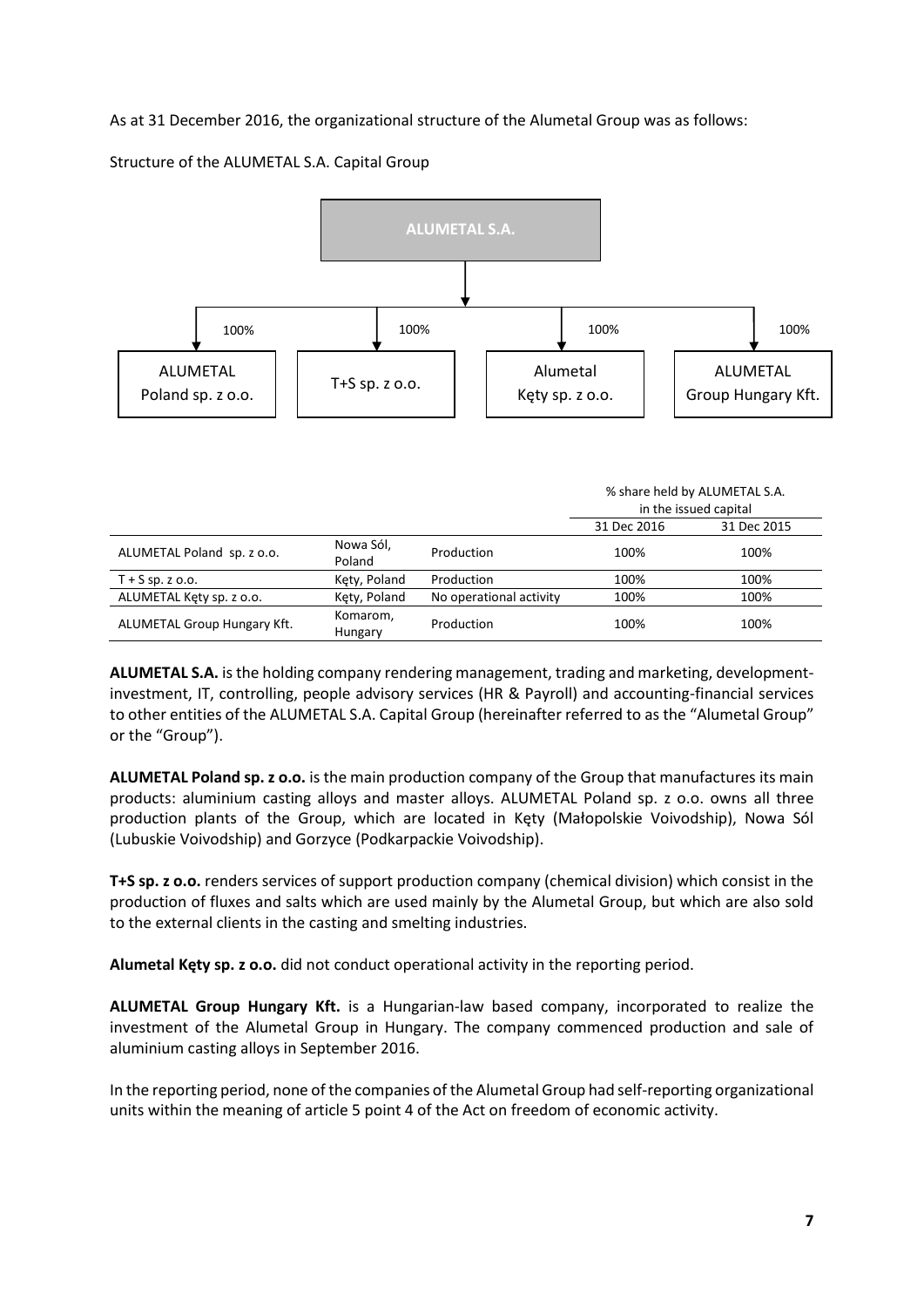As at 31 December 2016, the organizational structure of the Alumetal Group was as follows:

Structure of the ALUMETAL S.A. Capital Group

ALUMETAL S.A.

100% — ALUMETAL Poland sp. z o.o.

100% — T+S sp. z o.o.

100% — Alumetal Kęty sp. z o.o.

100% — ALUMETAL Group Hungary Kft.

| | | | % share held by ALUMETAL S.A. in the issued capital | |
|---|---|---|---|---|
| | | | 31 Dec 2016 | 31 Dec 2015 |
| ALUMETAL Poland sp. z o.o. | Nowa Sól, Poland | Production | 100% | 100% |
| T + S sp. z o.o. | Kęty, Poland | Production | 100% | 100% |
| ALUMETAL Kęty sp. z o.o. | Kęty, Poland | No operational activity | 100% | 100% |
| ALUMETAL Group Hungary Kft. | Komarom, Hungary | Production | 100% | 100% |

**ALUMETAL S.A.** is the holding company rendering management, trading and marketing, development-investment, IT, controlling, people advisory services (HR & Payroll) and accounting-financial services to other entities of the ALUMETAL S.A. Capital Group (hereinafter referred to as the "Alumetal Group" or the "Group").

**ALUMETAL Poland sp. z o.o.** is the main production company of the Group that manufactures its main products: aluminium casting alloys and master alloys. ALUMETAL Poland sp. z o.o. owns all three production plants of the Group, which are located in Kęty (Małopolskie Voivodship), Nowa Sól (Lubuskie Voivodship) and Gorzyce (Podkarpackie Voivodship).

**T+S sp. z o.o.** renders services of support production company (chemical division) which consist in the production of fluxes and salts which are used mainly by the Alumetal Group, but which are also sold to the external clients in the casting and smelting industries.

**Alumetal Kęty sp. z o.o.** did not conduct operational activity in the reporting period.

**ALUMETAL Group Hungary Kft.** is a Hungarian-law based company, incorporated to realize the investment of the Alumetal Group in Hungary. The company commenced production and sale of aluminium casting alloys in September 2016.

In the reporting period, none of the companies of the Alumetal Group had self-reporting organizational units within the meaning of article 5 point 4 of the Act on freedom of economic activity.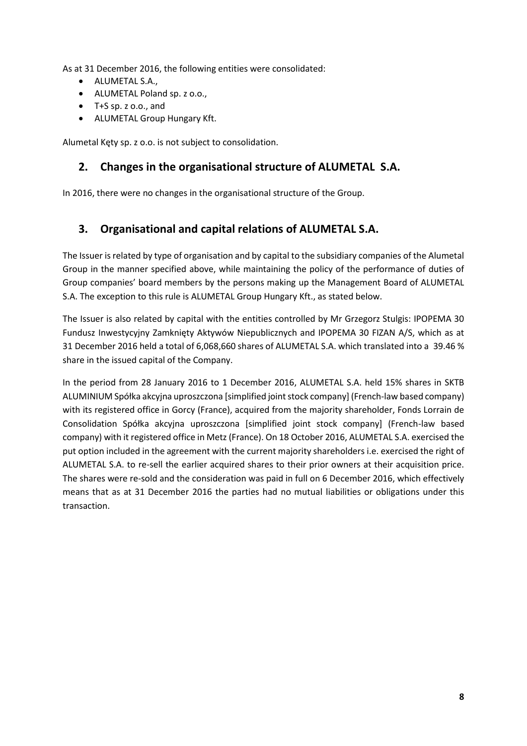As at 31 December 2016, the following entities were consolidated:

- ALUMETAL S.A.,
- ALUMETAL Poland sp. z o.o.,
- T+S sp. z o.o., and
- ALUMETAL Group Hungary Kft.

Alumetal Kęty sp. z o.o. is not subject to consolidation.

## 2. Changes in the organisational structure of ALUMETAL S.A.

In 2016, there were no changes in the organisational structure of the Group.

## 3. Organisational and capital relations of ALUMETAL S.A.

The Issuer is related by type of organisation and by capital to the subsidiary companies of the Alumetal Group in the manner specified above, while maintaining the policy of the performance of duties of Group companies' board members by the persons making up the Management Board of ALUMETAL S.A. The exception to this rule is ALUMETAL Group Hungary Kft., as stated below.

The Issuer is also related by capital with the entities controlled by Mr Grzegorz Stulgis: IPOPEMA 30 Fundusz Inwestycyjny Zamknięty Aktywów Niepublicznych and IPOPEMA 30 FIZAN A/S, which as at 31 December 2016 held a total of 6,068,660 shares of ALUMETAL S.A. which translated into a 39.46 % share in the issued capital of the Company.

In the period from 28 January 2016 to 1 December 2016, ALUMETAL S.A. held 15% shares in SKTB ALUMINIUM Spółka akcyjna uproszczona [simplified joint stock company] (French-law based company) with its registered office in Gorcy (France), acquired from the majority shareholder, Fonds Lorrain de Consolidation Spółka akcyjna uproszczona [simplified joint stock company] (French-law based company) with it registered office in Metz (France). On 18 October 2016, ALUMETAL S.A. exercised the put option included in the agreement with the current majority shareholders i.e. exercised the right of ALUMETAL S.A. to re-sell the earlier acquired shares to their prior owners at their acquisition price. The shares were re-sold and the consideration was paid in full on 6 December 2016, which effectively means that as at 31 December 2016 the parties had no mutual liabilities or obligations under this transaction.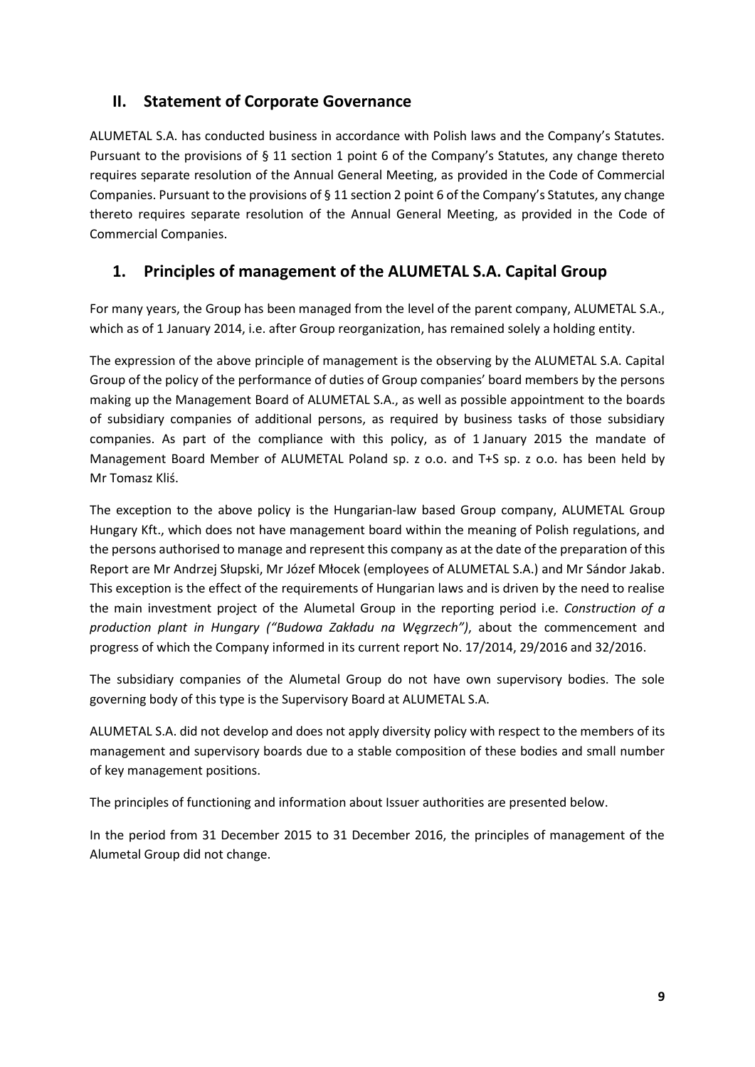## II. Statement of Corporate Governance

ALUMETAL S.A. has conducted business in accordance with Polish laws and the Company's Statutes. Pursuant to the provisions of § 11 section 1 point 6 of the Company's Statutes, any change thereto requires separate resolution of the Annual General Meeting, as provided in the Code of Commercial Companies. Pursuant to the provisions of § 11 section 2 point 6 of the Company's Statutes, any change thereto requires separate resolution of the Annual General Meeting, as provided in the Code of Commercial Companies.

## 1. Principles of management of the ALUMETAL S.A. Capital Group

For many years, the Group has been managed from the level of the parent company, ALUMETAL S.A., which as of 1 January 2014, i.e. after Group reorganization, has remained solely a holding entity.

The expression of the above principle of management is the observing by the ALUMETAL S.A. Capital Group of the policy of the performance of duties of Group companies' board members by the persons making up the Management Board of ALUMETAL S.A., as well as possible appointment to the boards of subsidiary companies of additional persons, as required by business tasks of those subsidiary companies. As part of the compliance with this policy, as of 1 January 2015 the mandate of Management Board Member of ALUMETAL Poland sp. z o.o. and T+S sp. z o.o. has been held by Mr Tomasz Kliś.

The exception to the above policy is the Hungarian-law based Group company, ALUMETAL Group Hungary Kft., which does not have management board within the meaning of Polish regulations, and the persons authorised to manage and represent this company as at the date of the preparation of this Report are Mr Andrzej Słupski, Mr Józef Młocek (employees of ALUMETAL S.A.) and Mr Sándor Jakab. This exception is the effect of the requirements of Hungarian laws and is driven by the need to realise the main investment project of the Alumetal Group in the reporting period i.e. *Construction of a production plant in Hungary ("Budowa Zakładu na Węgrzech")*, about the commencement and progress of which the Company informed in its current report No. 17/2014, 29/2016 and 32/2016.

The subsidiary companies of the Alumetal Group do not have own supervisory bodies. The sole governing body of this type is the Supervisory Board at ALUMETAL S.A.

ALUMETAL S.A. did not develop and does not apply diversity policy with respect to the members of its management and supervisory boards due to a stable composition of these bodies and small number of key management positions.

The principles of functioning and information about Issuer authorities are presented below.

In the period from 31 December 2015 to 31 December 2016, the principles of management of the Alumetal Group did not change.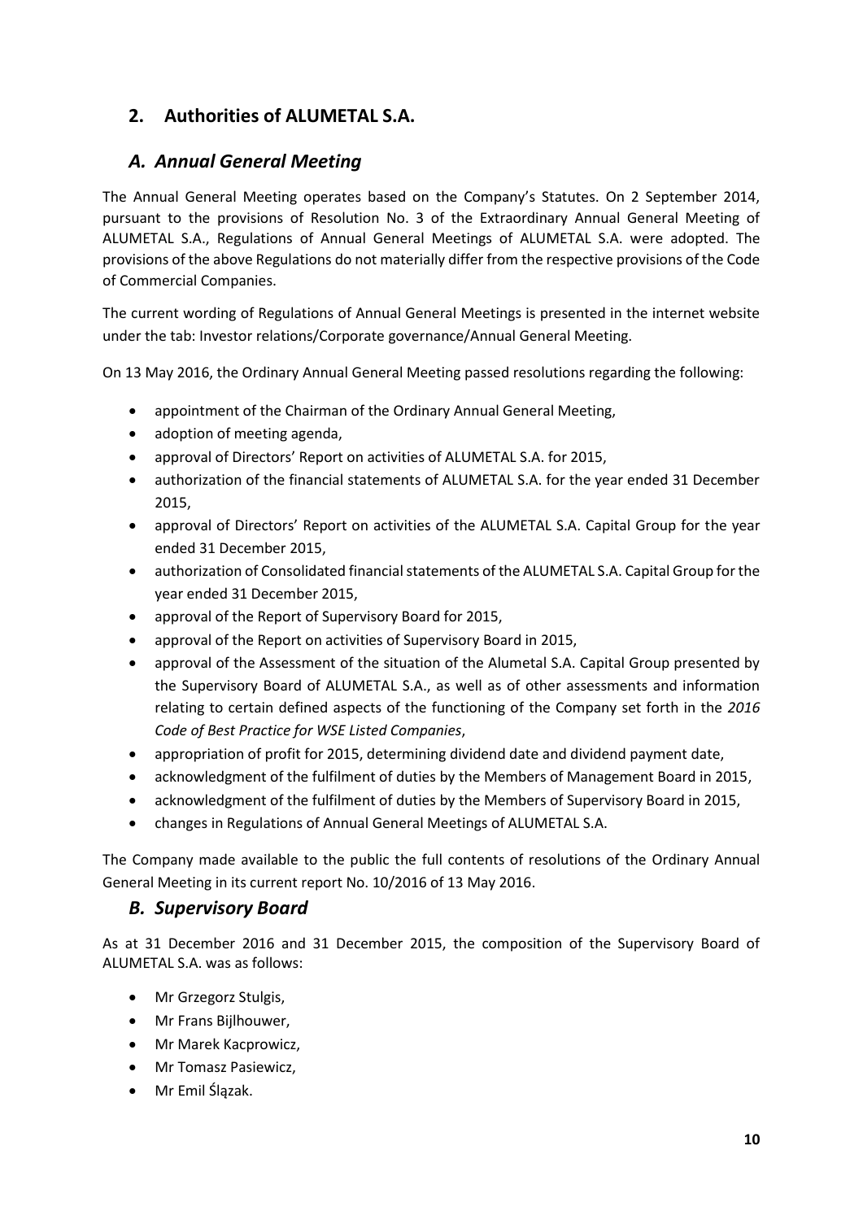## 2. Authorities of ALUMETAL S.A.

### *A. Annual General Meeting*

The Annual General Meeting operates based on the Company's Statutes. On 2 September 2014, pursuant to the provisions of Resolution No. 3 of the Extraordinary Annual General Meeting of ALUMETAL S.A., Regulations of Annual General Meetings of ALUMETAL S.A. were adopted. The provisions of the above Regulations do not materially differ from the respective provisions of the Code of Commercial Companies.

The current wording of Regulations of Annual General Meetings is presented in the internet website under the tab: Investor relations/Corporate governance/Annual General Meeting.

On 13 May 2016, the Ordinary Annual General Meeting passed resolutions regarding the following:

- appointment of the Chairman of the Ordinary Annual General Meeting,
- adoption of meeting agenda,
- approval of Directors' Report on activities of ALUMETAL S.A. for 2015,
- authorization of the financial statements of ALUMETAL S.A. for the year ended 31 December 2015,
- approval of Directors' Report on activities of the ALUMETAL S.A. Capital Group for the year ended 31 December 2015,
- authorization of Consolidated financial statements of the ALUMETAL S.A. Capital Group for the year ended 31 December 2015,
- approval of the Report of Supervisory Board for 2015,
- approval of the Report on activities of Supervisory Board in 2015,
- approval of the Assessment of the situation of the Alumetal S.A. Capital Group presented by the Supervisory Board of ALUMETAL S.A., as well as of other assessments and information relating to certain defined aspects of the functioning of the Company set forth in the *2016 Code of Best Practice for WSE Listed Companies*,
- appropriation of profit for 2015, determining dividend date and dividend payment date,
- acknowledgment of the fulfilment of duties by the Members of Management Board in 2015,
- acknowledgment of the fulfilment of duties by the Members of Supervisory Board in 2015,
- changes in Regulations of Annual General Meetings of ALUMETAL S.A.

The Company made available to the public the full contents of resolutions of the Ordinary Annual General Meeting in its current report No. 10/2016 of 13 May 2016.

### *B. Supervisory Board*

As at 31 December 2016 and 31 December 2015, the composition of the Supervisory Board of ALUMETAL S.A. was as follows:

- Mr Grzegorz Stulgis,
- Mr Frans Bijlhouwer,
- Mr Marek Kacprowicz,
- Mr Tomasz Pasiewicz,
- Mr Emil Ślązak.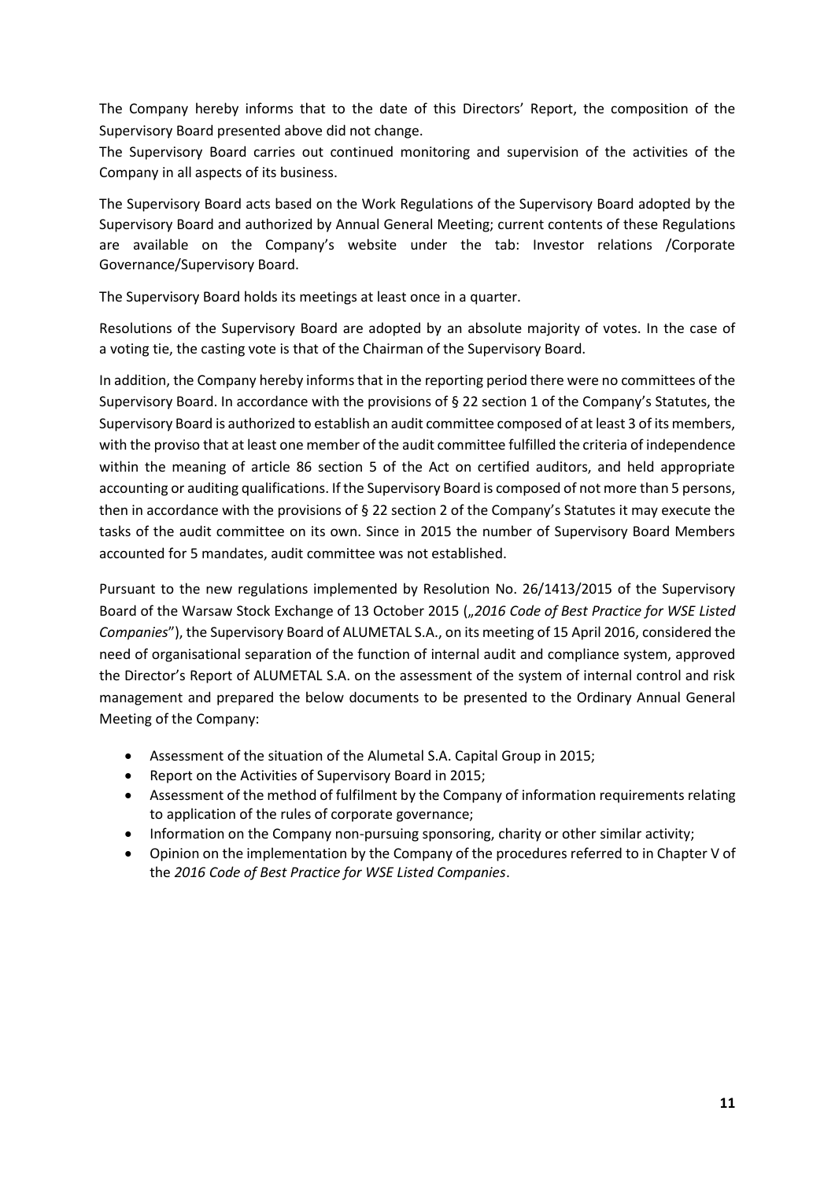The Company hereby informs that to the date of this Directors' Report, the composition of the Supervisory Board presented above did not change.
The Supervisory Board carries out continued monitoring and supervision of the activities of the Company in all aspects of its business.

The Supervisory Board acts based on the Work Regulations of the Supervisory Board adopted by the Supervisory Board and authorized by Annual General Meeting; current contents of these Regulations are available on the Company's website under the tab: Investor relations /Corporate Governance/Supervisory Board.

The Supervisory Board holds its meetings at least once in a quarter.

Resolutions of the Supervisory Board are adopted by an absolute majority of votes. In the case of a voting tie, the casting vote is that of the Chairman of the Supervisory Board.

In addition, the Company hereby informs that in the reporting period there were no committees of the Supervisory Board. In accordance with the provisions of § 22 section 1 of the Company's Statutes, the Supervisory Board is authorized to establish an audit committee composed of at least 3 of its members, with the proviso that at least one member of the audit committee fulfilled the criteria of independence within the meaning of article 86 section 5 of the Act on certified auditors, and held appropriate accounting or auditing qualifications. If the Supervisory Board is composed of not more than 5 persons, then in accordance with the provisions of § 22 section 2 of the Company's Statutes it may execute the tasks of the audit committee on its own. Since in 2015 the number of Supervisory Board Members accounted for 5 mandates, audit committee was not established.

Pursuant to the new regulations implemented by Resolution No. 26/1413/2015 of the Supervisory Board of the Warsaw Stock Exchange of 13 October 2015 („*2016 Code of Best Practice for WSE Listed Companies*"), the Supervisory Board of ALUMETAL S.A., on its meeting of 15 April 2016, considered the need of organisational separation of the function of internal audit and compliance system, approved the Director's Report of ALUMETAL S.A. on the assessment of the system of internal control and risk management and prepared the below documents to be presented to the Ordinary Annual General Meeting of the Company:

- Assessment of the situation of the Alumetal S.A. Capital Group in 2015;
- Report on the Activities of Supervisory Board in 2015;
- Assessment of the method of fulfilment by the Company of information requirements relating to application of the rules of corporate governance;
- Information on the Company non-pursuing sponsoring, charity or other similar activity;
- Opinion on the implementation by the Company of the procedures referred to in Chapter V of the *2016 Code of Best Practice for WSE Listed Companies*.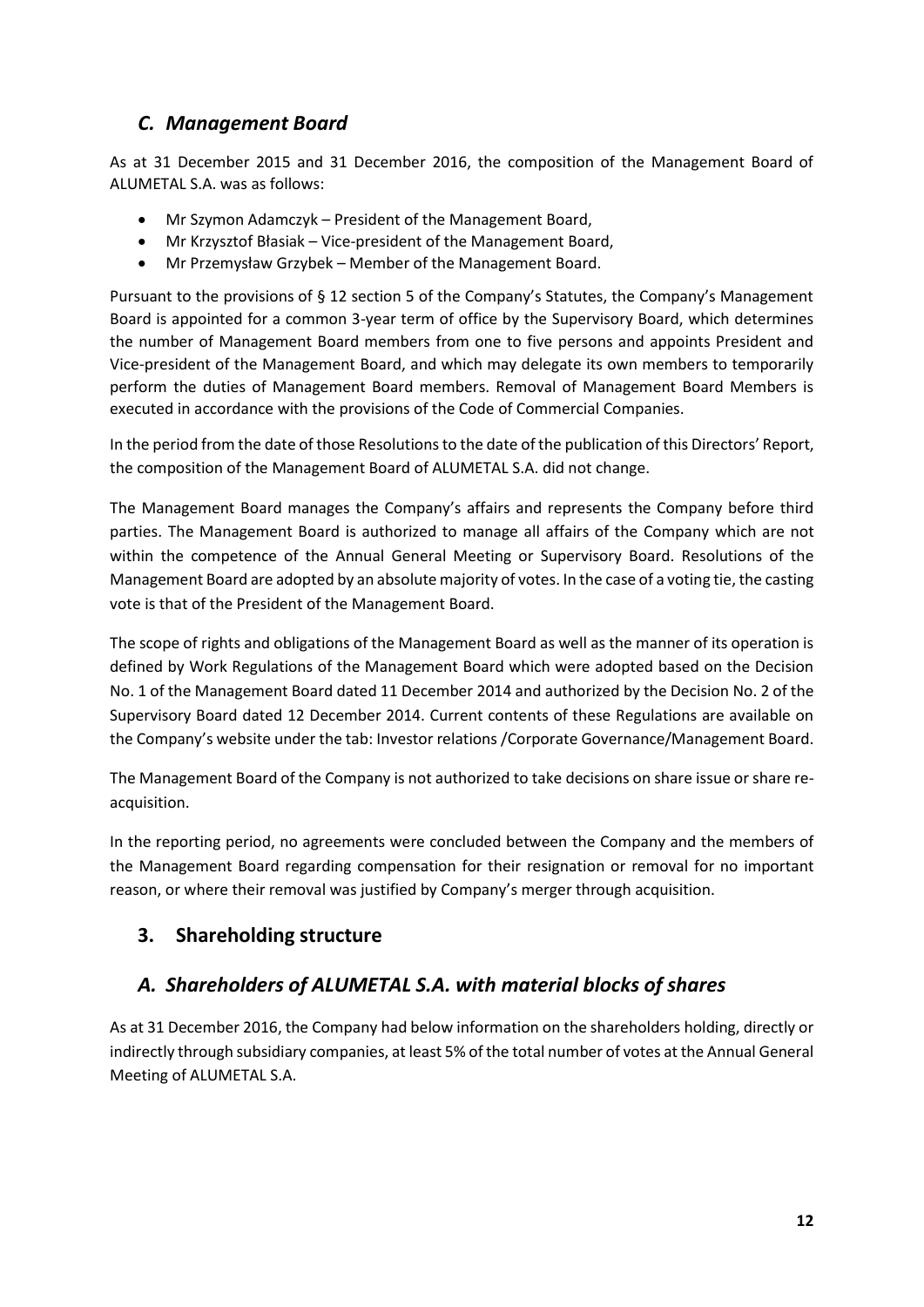## *C. Management Board*

As at 31 December 2015 and 31 December 2016, the composition of the Management Board of ALUMETAL S.A. was as follows:

- Mr Szymon Adamczyk – President of the Management Board,
- Mr Krzysztof Błasiak – Vice-president of the Management Board,
- Mr Przemysław Grzybek – Member of the Management Board.

Pursuant to the provisions of § 12 section 5 of the Company's Statutes, the Company's Management Board is appointed for a common 3-year term of office by the Supervisory Board, which determines the number of Management Board members from one to five persons and appoints President and Vice-president of the Management Board, and which may delegate its own members to temporarily perform the duties of Management Board members. Removal of Management Board Members is executed in accordance with the provisions of the Code of Commercial Companies.

In the period from the date of those Resolutions to the date of the publication of this Directors' Report, the composition of the Management Board of ALUMETAL S.A. did not change.

The Management Board manages the Company's affairs and represents the Company before third parties. The Management Board is authorized to manage all affairs of the Company which are not within the competence of the Annual General Meeting or Supervisory Board. Resolutions of the Management Board are adopted by an absolute majority of votes. In the case of a voting tie, the casting vote is that of the President of the Management Board.

The scope of rights and obligations of the Management Board as well as the manner of its operation is defined by Work Regulations of the Management Board which were adopted based on the Decision No. 1 of the Management Board dated 11 December 2014 and authorized by the Decision No. 2 of the Supervisory Board dated 12 December 2014. Current contents of these Regulations are available on the Company's website under the tab: Investor relations /Corporate Governance/Management Board.

The Management Board of the Company is not authorized to take decisions on share issue or share re-acquisition.

In the reporting period, no agreements were concluded between the Company and the members of the Management Board regarding compensation for their resignation or removal for no important reason, or where their removal was justified by Company's merger through acquisition.

## 3. Shareholding structure

## *A. Shareholders of ALUMETAL S.A. with material blocks of shares*

As at 31 December 2016, the Company had below information on the shareholders holding, directly or indirectly through subsidiary companies, at least 5% of the total number of votes at the Annual General Meeting of ALUMETAL S.A.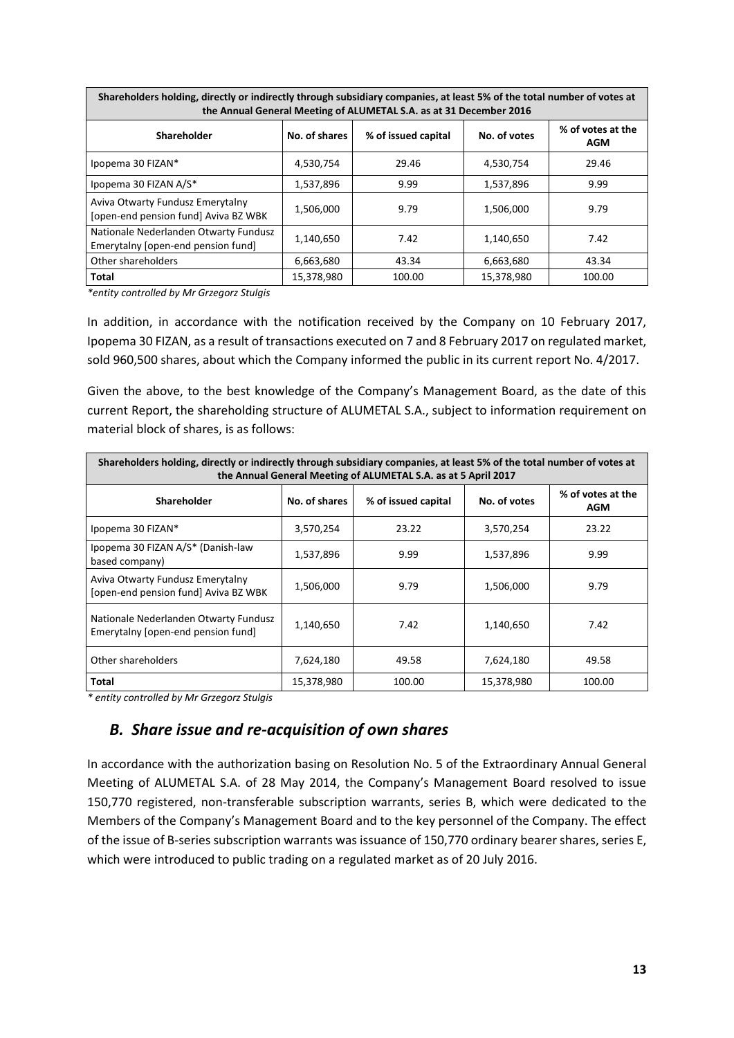| Shareholders holding, directly or indirectly through subsidiary companies, at least 5% of the total number of votes at the Annual General Meeting of ALUMETAL S.A. as at 31 December 2016 | | | | |
|---|---|---|---|---|
| **Shareholder** | **No. of shares** | **% of issued capital** | **No. of votes** | **% of votes at the AGM** |
| Ipopema 30 FIZAN* | 4,530,754 | 29.46 | 4,530,754 | 29.46 |
| Ipopema 30 FIZAN A/S* | 1,537,896 | 9.99 | 1,537,896 | 9.99 |
| Aviva Otwarty Fundusz Emerytalny [open-end pension fund] Aviva BZ WBK | 1,506,000 | 9.79 | 1,506,000 | 9.79 |
| Nationale Nederlanden Otwarty Fundusz Emerytalny [open-end pension fund] | 1,140,650 | 7.42 | 1,140,650 | 7.42 |
| Other shareholders | 6,663,680 | 43.34 | 6,663,680 | 43.34 |
| **Total** | 15,378,980 | 100.00 | 15,378,980 | 100.00 |

*entity controlled by Mr Grzegorz Stulgis*

In addition, in accordance with the notification received by the Company on 10 February 2017, Ipopema 30 FIZAN, as a result of transactions executed on 7 and 8 February 2017 on regulated market, sold 960,500 shares, about which the Company informed the public in its current report No. 4/2017.

Given the above, to the best knowledge of the Company's Management Board, as the date of this current Report, the shareholding structure of ALUMETAL S.A., subject to information requirement on material block of shares, is as follows:

| Shareholders holding, directly or indirectly through subsidiary companies, at least 5% of the total number of votes at the Annual General Meeting of ALUMETAL S.A. as at 5 April 2017 | | | | |
|---|---|---|---|---|
| **Shareholder** | **No. of shares** | **% of issued capital** | **No. of votes** | **% of votes at the AGM** |
| Ipopema 30 FIZAN* | 3,570,254 | 23.22 | 3,570,254 | 23.22 |
| Ipopema 30 FIZAN A/S* (Danish-law based company) | 1,537,896 | 9.99 | 1,537,896 | 9.99 |
| Aviva Otwarty Fundusz Emerytalny [open-end pension fund] Aviva BZ WBK | 1,506,000 | 9.79 | 1,506,000 | 9.79 |
| Nationale Nederlanden Otwarty Fundusz Emerytalny [open-end pension fund] | 1,140,650 | 7.42 | 1,140,650 | 7.42 |
| Other shareholders | 7,624,180 | 49.58 | 7,624,180 | 49.58 |
| **Total** | 15,378,980 | 100.00 | 15,378,980 | 100.00 |

*\* entity controlled by Mr Grzegorz Stulgis*

## *B. Share issue and re-acquisition of own shares*

In accordance with the authorization basing on Resolution No. 5 of the Extraordinary Annual General Meeting of ALUMETAL S.A. of 28 May 2014, the Company's Management Board resolved to issue 150,770 registered, non-transferable subscription warrants, series B, which were dedicated to the Members of the Company's Management Board and to the key personnel of the Company. The effect of the issue of B-series subscription warrants was issuance of 150,770 ordinary bearer shares, series E, which were introduced to public trading on a regulated market as of 20 July 2016.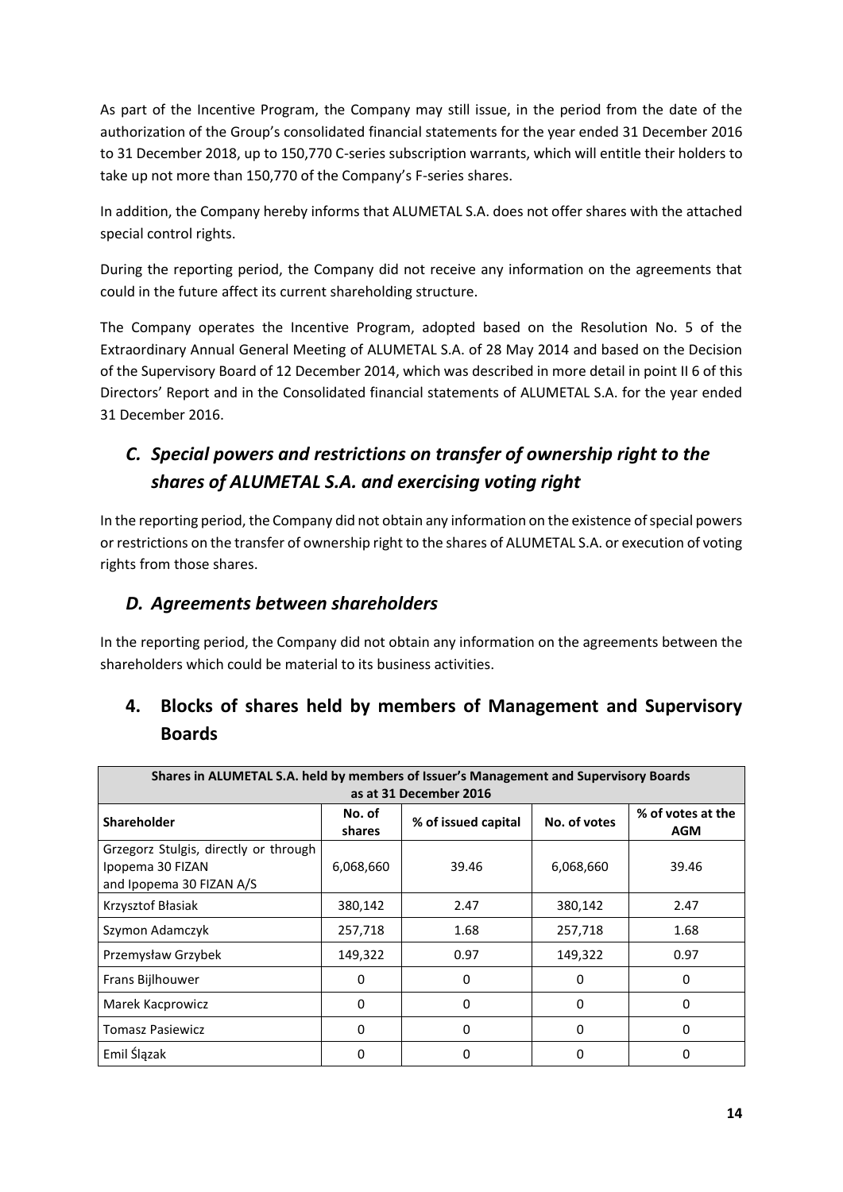As part of the Incentive Program, the Company may still issue, in the period from the date of the authorization of the Group's consolidated financial statements for the year ended 31 December 2016 to 31 December 2018, up to 150,770 C-series subscription warrants, which will entitle their holders to take up not more than 150,770 of the Company's F-series shares.

In addition, the Company hereby informs that ALUMETAL S.A. does not offer shares with the attached special control rights.

During the reporting period, the Company did not receive any information on the agreements that could in the future affect its current shareholding structure.

The Company operates the Incentive Program, adopted based on the Resolution No. 5 of the Extraordinary Annual General Meeting of ALUMETAL S.A. of 28 May 2014 and based on the Decision of the Supervisory Board of 12 December 2014, which was described in more detail in point II 6 of this Directors' Report and in the Consolidated financial statements of ALUMETAL S.A. for the year ended 31 December 2016.

## *C. Special powers and restrictions on transfer of ownership right to the shares of ALUMETAL S.A. and exercising voting right*

In the reporting period, the Company did not obtain any information on the existence of special powers or restrictions on the transfer of ownership right to the shares of ALUMETAL S.A. or execution of voting rights from those shares.

## *D. Agreements between shareholders*

In the reporting period, the Company did not obtain any information on the agreements between the shareholders which could be material to its business activities.

# 4. Blocks of shares held by members of Management and Supervisory Boards

| Shares in ALUMETAL S.A. held by members of Issuer's Management and Supervisory Boards as at 31 December 2016 | | | | |
|---|---|---|---|---|
| **Shareholder** | **No. of shares** | **% of issued capital** | **No. of votes** | **% of votes at the AGM** |
| Grzegorz Stulgis, directly or through Ipopema 30 FIZAN and Ipopema 30 FIZAN A/S | 6,068,660 | 39.46 | 6,068,660 | 39.46 |
| Krzysztof Błasiak | 380,142 | 2.47 | 380,142 | 2.47 |
| Szymon Adamczyk | 257,718 | 1.68 | 257,718 | 1.68 |
| Przemysław Grzybek | 149,322 | 0.97 | 149,322 | 0.97 |
| Frans Bijlhouwer | 0 | 0 | 0 | 0 |
| Marek Kacprowicz | 0 | 0 | 0 | 0 |
| Tomasz Pasiewicz | 0 | 0 | 0 | 0 |
| Emil Ślązak | 0 | 0 | 0 | 0 |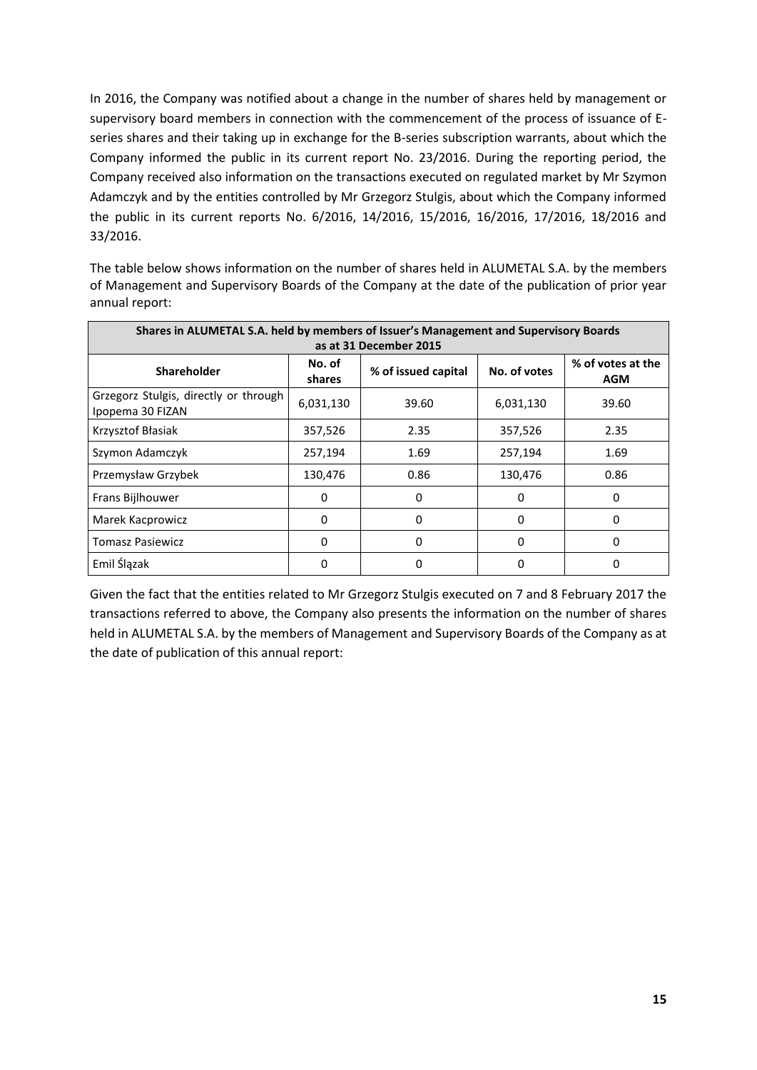In 2016, the Company was notified about a change in the number of shares held by management or supervisory board members in connection with the commencement of the process of issuance of E-series shares and their taking up in exchange for the B-series subscription warrants, about which the Company informed the public in its current report No. 23/2016. During the reporting period, the Company received also information on the transactions executed on regulated market by Mr Szymon Adamczyk and by the entities controlled by Mr Grzegorz Stulgis, about which the Company informed the public in its current reports No. 6/2016, 14/2016, 15/2016, 16/2016, 17/2016, 18/2016 and 33/2016.

The table below shows information on the number of shares held in ALUMETAL S.A. by the members of Management and Supervisory Boards of the Company at the date of the publication of prior year annual report:

| Shares in ALUMETAL S.A. held by members of Issuer's Management and Supervisory Boards as at 31 December 2015 | | | | |
|---|---|---|---|---|
| **Shareholder** | **No. of shares** | **% of issued capital** | **No. of votes** | **% of votes at the AGM** |
| Grzegorz Stulgis, directly or through Ipopema 30 FIZAN | 6,031,130 | 39.60 | 6,031,130 | 39.60 |
| Krzysztof Błasiak | 357,526 | 2.35 | 357,526 | 2.35 |
| Szymon Adamczyk | 257,194 | 1.69 | 257,194 | 1.69 |
| Przemysław Grzybek | 130,476 | 0.86 | 130,476 | 0.86 |
| Frans Bijlhouwer | 0 | 0 | 0 | 0 |
| Marek Kacprowicz | 0 | 0 | 0 | 0 |
| Tomasz Pasiewicz | 0 | 0 | 0 | 0 |
| Emil Ślązak | 0 | 0 | 0 | 0 |

Given the fact that the entities related to Mr Grzegorz Stulgis executed on 7 and 8 February 2017 the transactions referred to above, the Company also presents the information on the number of shares held in ALUMETAL S.A. by the members of Management and Supervisory Boards of the Company as at the date of publication of this annual report: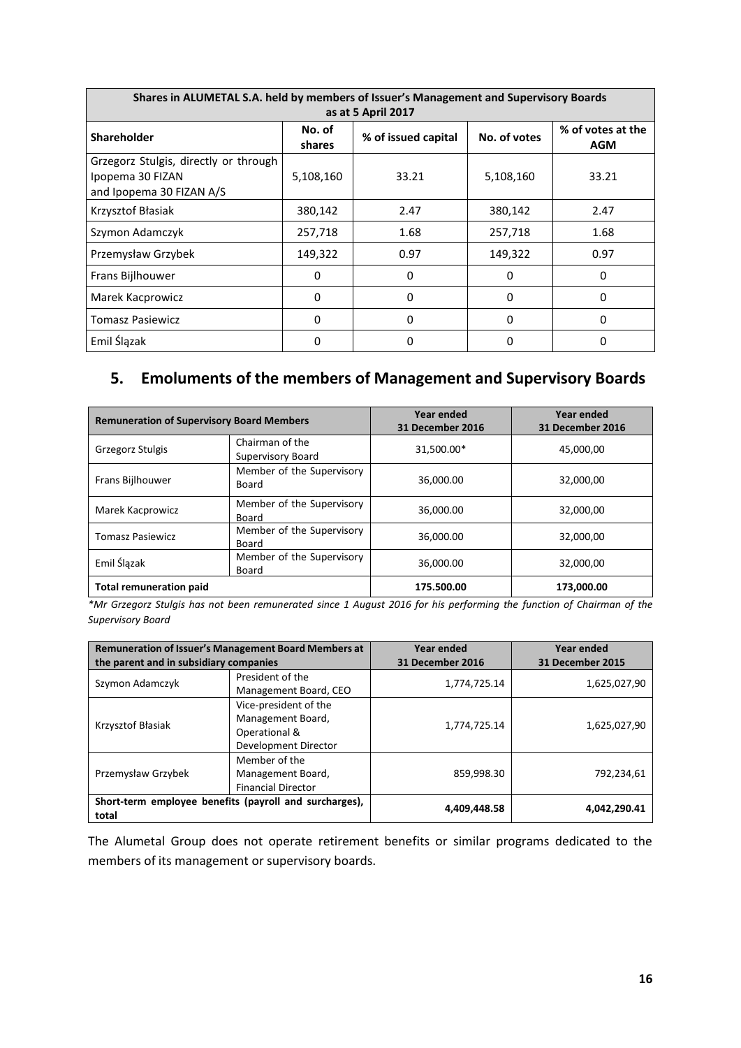| Shares in ALUMETAL S.A. held by members of Issuer's Management and Supervisory Boards as at 5 April 2017 | | | | |
|---|---|---|---|---|
| **Shareholder** | **No. of shares** | **% of issued capital** | **No. of votes** | **% of votes at the AGM** |
| Grzegorz Stulgis, directly or through Ipopema 30 FIZAN and Ipopema 30 FIZAN A/S | 5,108,160 | 33.21 | 5,108,160 | 33.21 |
| Krzysztof Błasiak | 380,142 | 2.47 | 380,142 | 2.47 |
| Szymon Adamczyk | 257,718 | 1.68 | 257,718 | 1.68 |
| Przemysław Grzybek | 149,322 | 0.97 | 149,322 | 0.97 |
| Frans Bijlhouwer | 0 | 0 | 0 | 0 |
| Marek Kacprowicz | 0 | 0 | 0 | 0 |
| Tomasz Pasiewicz | 0 | 0 | 0 | 0 |
| Emil Ślązak | 0 | 0 | 0 | 0 |

## 5. Emoluments of the members of Management and Supervisory Boards

| **Remuneration of Supervisory Board Members** | | **Year ended 31 December 2016** | **Year ended 31 December 2016** |
|---|---|---|---|
| Grzegorz Stulgis | Chairman of the Supervisory Board | 31,500.00* | 45,000,00 |
| Frans Bijlhouwer | Member of the Supervisory Board | 36,000.00 | 32,000,00 |
| Marek Kacprowicz | Member of the Supervisory Board | 36,000.00 | 32,000,00 |
| Tomasz Pasiewicz | Member of the Supervisory Board | 36,000.00 | 32,000,00 |
| Emil Ślązak | Member of the Supervisory Board | 36,000.00 | 32,000,00 |
| **Total remuneration paid** | | **175.500.00** | **173,000.00** |

*\*Mr Grzegorz Stulgis has not been remunerated since 1 August 2016 for his performing the function of Chairman of the Supervisory Board*

| **Remuneration of Issuer's Management Board Members at the parent and in subsidiary companies** | | **Year ended 31 December 2016** | **Year ended 31 December 2015** |
|---|---|---|---|
| Szymon Adamczyk | President of the Management Board, CEO | 1,774,725.14 | 1,625,027,90 |
| Krzysztof Błasiak | Vice-president of the Management Board, Operational & Development Director | 1,774,725.14 | 1,625,027,90 |
| Przemysław Grzybek | Member of the Management Board, Financial Director | 859,998.30 | 792,234,61 |
| **Short-term employee benefits (payroll and surcharges), total** | | **4,409,448.58** | **4,042,290.41** |

The Alumetal Group does not operate retirement benefits or similar programs dedicated to the members of its management or supervisory boards.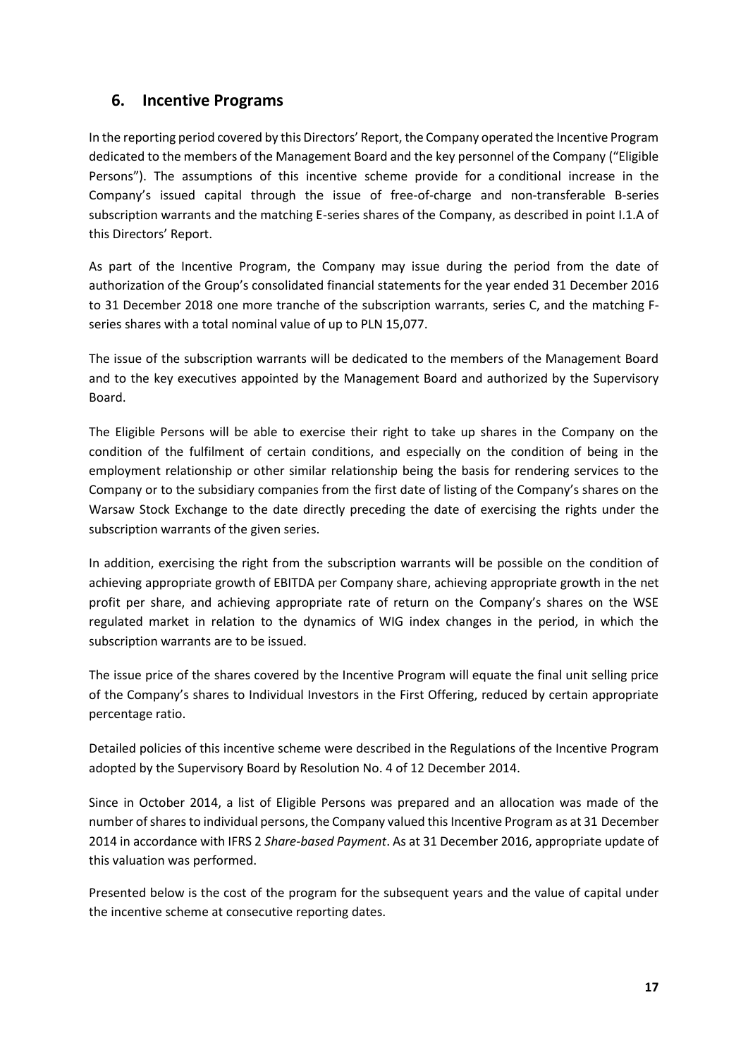## 6. Incentive Programs

In the reporting period covered by this Directors' Report, the Company operated the Incentive Program dedicated to the members of the Management Board and the key personnel of the Company ("Eligible Persons"). The assumptions of this incentive scheme provide for a conditional increase in the Company's issued capital through the issue of free-of-charge and non-transferable B-series subscription warrants and the matching E-series shares of the Company, as described in point I.1.A of this Directors' Report.

As part of the Incentive Program, the Company may issue during the period from the date of authorization of the Group's consolidated financial statements for the year ended 31 December 2016 to 31 December 2018 one more tranche of the subscription warrants, series C, and the matching F-series shares with a total nominal value of up to PLN 15,077.

The issue of the subscription warrants will be dedicated to the members of the Management Board and to the key executives appointed by the Management Board and authorized by the Supervisory Board.

The Eligible Persons will be able to exercise their right to take up shares in the Company on the condition of the fulfilment of certain conditions, and especially on the condition of being in the employment relationship or other similar relationship being the basis for rendering services to the Company or to the subsidiary companies from the first date of listing of the Company's shares on the Warsaw Stock Exchange to the date directly preceding the date of exercising the rights under the subscription warrants of the given series.

In addition, exercising the right from the subscription warrants will be possible on the condition of achieving appropriate growth of EBITDA per Company share, achieving appropriate growth in the net profit per share, and achieving appropriate rate of return on the Company's shares on the WSE regulated market in relation to the dynamics of WIG index changes in the period, in which the subscription warrants are to be issued.

The issue price of the shares covered by the Incentive Program will equate the final unit selling price of the Company's shares to Individual Investors in the First Offering, reduced by certain appropriate percentage ratio.

Detailed policies of this incentive scheme were described in the Regulations of the Incentive Program adopted by the Supervisory Board by Resolution No. 4 of 12 December 2014.

Since in October 2014, a list of Eligible Persons was prepared and an allocation was made of the number of shares to individual persons, the Company valued this Incentive Program as at 31 December 2014 in accordance with IFRS 2 *Share-based Payment*. As at 31 December 2016, appropriate update of this valuation was performed.

Presented below is the cost of the program for the subsequent years and the value of capital under the incentive scheme at consecutive reporting dates.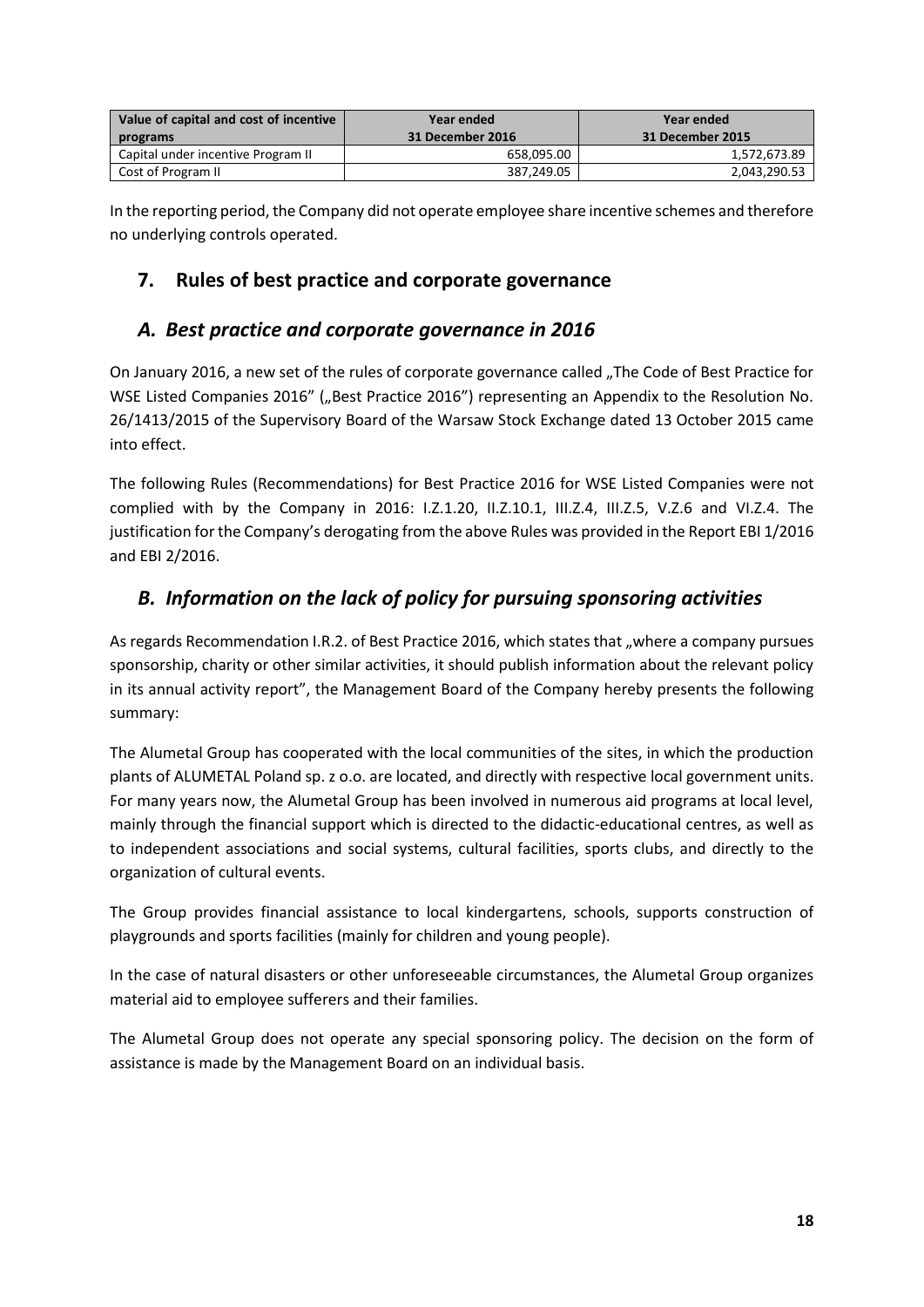| Value of capital and cost of incentive programs | Year ended 31 December 2016 | Year ended 31 December 2015 |
| --- | --- | --- |
| Capital under incentive Program II | 658,095.00 | 1,572,673.89 |
| Cost of Program II | 387,249.05 | 2,043,290.53 |

In the reporting period, the Company did not operate employee share incentive schemes and therefore no underlying controls operated.

## 7. Rules of best practice and corporate governance

### *A. Best practice and corporate governance in 2016*

On January 2016, a new set of the rules of corporate governance called „The Code of Best Practice for WSE Listed Companies 2016" („Best Practice 2016") representing an Appendix to the Resolution No. 26/1413/2015 of the Supervisory Board of the Warsaw Stock Exchange dated 13 October 2015 came into effect.

The following Rules (Recommendations) for Best Practice 2016 for WSE Listed Companies were not complied with by the Company in 2016: I.Z.1.20, II.Z.10.1, III.Z.4, III.Z.5, V.Z.6 and VI.Z.4. The justification for the Company's derogating from the above Rules was provided in the Report EBI 1/2016 and EBI 2/2016.

### *B. Information on the lack of policy for pursuing sponsoring activities*

As regards Recommendation I.R.2. of Best Practice 2016, which states that „where a company pursues sponsorship, charity or other similar activities, it should publish information about the relevant policy in its annual activity report", the Management Board of the Company hereby presents the following summary:

The Alumetal Group has cooperated with the local communities of the sites, in which the production plants of ALUMETAL Poland sp. z o.o. are located, and directly with respective local government units. For many years now, the Alumetal Group has been involved in numerous aid programs at local level, mainly through the financial support which is directed to the didactic-educational centres, as well as to independent associations and social systems, cultural facilities, sports clubs, and directly to the organization of cultural events.

The Group provides financial assistance to local kindergartens, schools, supports construction of playgrounds and sports facilities (mainly for children and young people).

In the case of natural disasters or other unforeseeable circumstances, the Alumetal Group organizes material aid to employee sufferers and their families.

The Alumetal Group does not operate any special sponsoring policy. The decision on the form of assistance is made by the Management Board on an individual basis.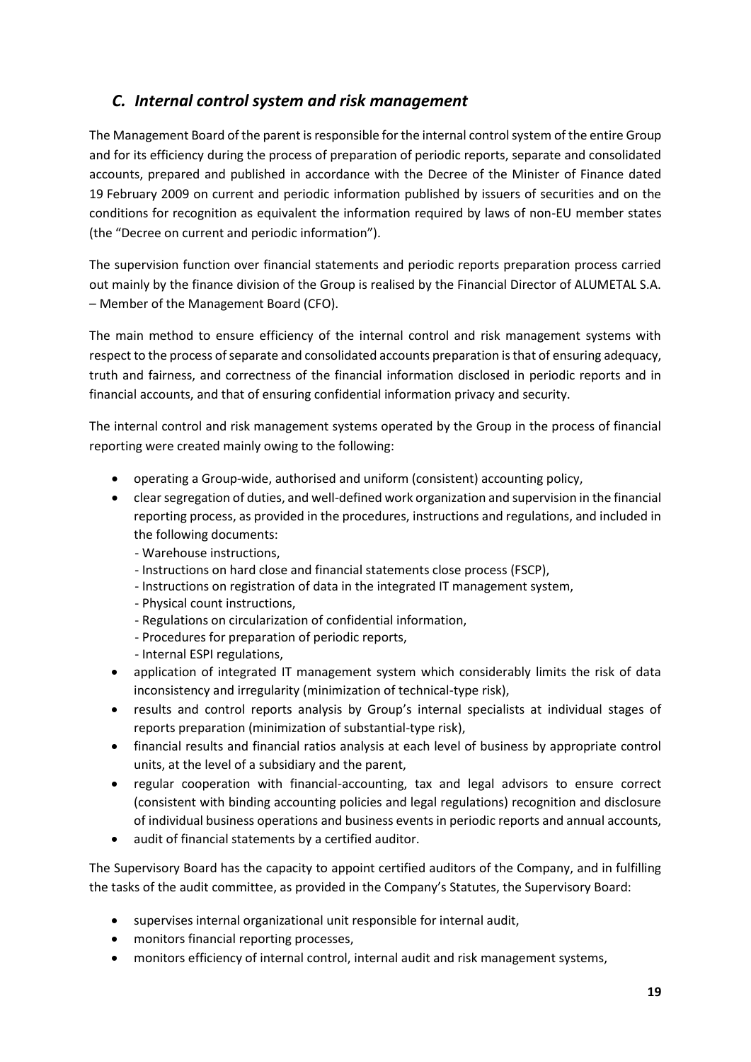## *C. Internal control system and risk management*

The Management Board of the parent is responsible for the internal control system of the entire Group and for its efficiency during the process of preparation of periodic reports, separate and consolidated accounts, prepared and published in accordance with the Decree of the Minister of Finance dated 19 February 2009 on current and periodic information published by issuers of securities and on the conditions for recognition as equivalent the information required by laws of non-EU member states (the "Decree on current and periodic information").

The supervision function over financial statements and periodic reports preparation process carried out mainly by the finance division of the Group is realised by the Financial Director of ALUMETAL S.A. – Member of the Management Board (CFO).

The main method to ensure efficiency of the internal control and risk management systems with respect to the process of separate and consolidated accounts preparation is that of ensuring adequacy, truth and fairness, and correctness of the financial information disclosed in periodic reports and in financial accounts, and that of ensuring confidential information privacy and security.

The internal control and risk management systems operated by the Group in the process of financial reporting were created mainly owing to the following:

- operating a Group-wide, authorised and uniform (consistent) accounting policy,
- clear segregation of duties, and well-defined work organization and supervision in the financial reporting process, as provided in the procedures, instructions and regulations, and included in the following documents:
  - Warehouse instructions,
  - Instructions on hard close and financial statements close process (FSCP),
  - Instructions on registration of data in the integrated IT management system,
  - Physical count instructions,
  - Regulations on circularization of confidential information,
  - Procedures for preparation of periodic reports,
  - Internal ESPI regulations,
- application of integrated IT management system which considerably limits the risk of data inconsistency and irregularity (minimization of technical-type risk),
- results and control reports analysis by Group's internal specialists at individual stages of reports preparation (minimization of substantial-type risk),
- financial results and financial ratios analysis at each level of business by appropriate control units, at the level of a subsidiary and the parent,
- regular cooperation with financial-accounting, tax and legal advisors to ensure correct (consistent with binding accounting policies and legal regulations) recognition and disclosure of individual business operations and business events in periodic reports and annual accounts,
- audit of financial statements by a certified auditor.

The Supervisory Board has the capacity to appoint certified auditors of the Company, and in fulfilling the tasks of the audit committee, as provided in the Company's Statutes, the Supervisory Board:

- supervises internal organizational unit responsible for internal audit,
- monitors financial reporting processes,
- monitors efficiency of internal control, internal audit and risk management systems,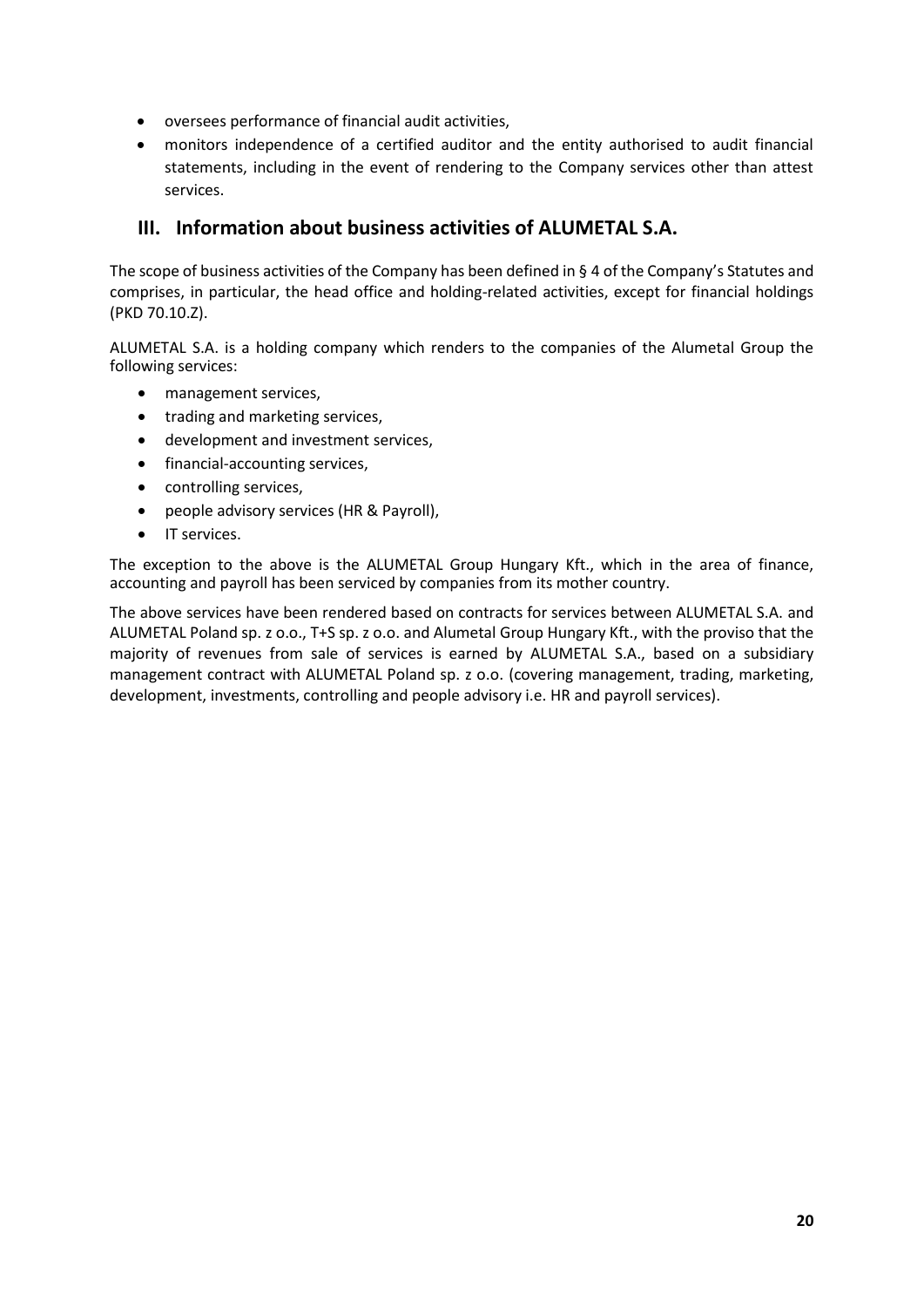- oversees performance of financial audit activities,
- monitors independence of a certified auditor and the entity authorised to audit financial statements, including in the event of rendering to the Company services other than attest services.

## III. Information about business activities of ALUMETAL S.A.

The scope of business activities of the Company has been defined in § 4 of the Company's Statutes and comprises, in particular, the head office and holding-related activities, except for financial holdings (PKD 70.10.Z).

ALUMETAL S.A. is a holding company which renders to the companies of the Alumetal Group the following services:

- management services,
- trading and marketing services,
- development and investment services,
- financial-accounting services,
- controlling services,
- people advisory services (HR & Payroll),
- IT services.

The exception to the above is the ALUMETAL Group Hungary Kft., which in the area of finance, accounting and payroll has been serviced by companies from its mother country.

The above services have been rendered based on contracts for services between ALUMETAL S.A. and ALUMETAL Poland sp. z o.o., T+S sp. z o.o. and Alumetal Group Hungary Kft., with the proviso that the majority of revenues from sale of services is earned by ALUMETAL S.A., based on a subsidiary management contract with ALUMETAL Poland sp. z o.o. (covering management, trading, marketing, development, investments, controlling and people advisory i.e. HR and payroll services).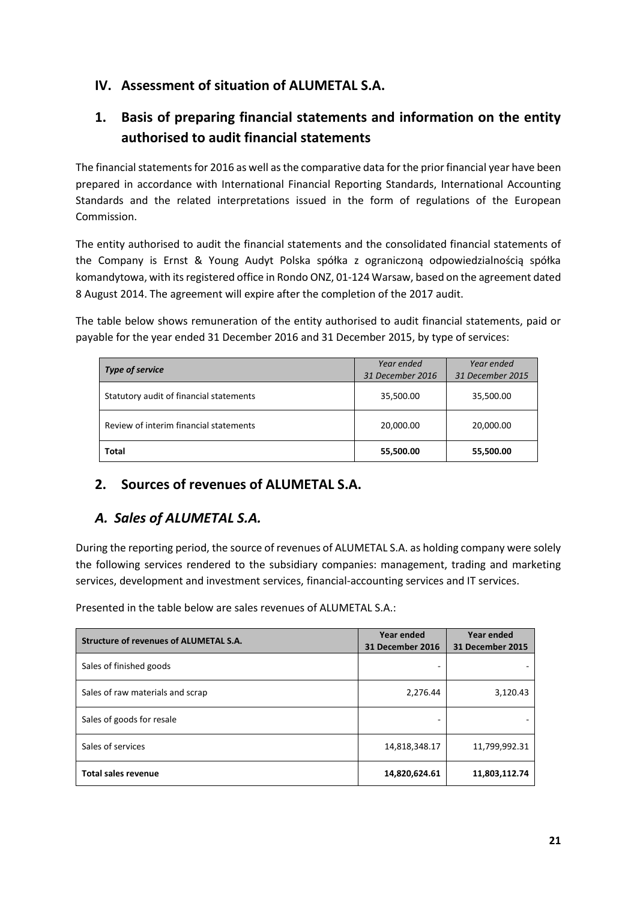# IV. Assessment of situation of ALUMETAL S.A.

## 1. Basis of preparing financial statements and information on the entity authorised to audit financial statements

The financial statements for 2016 as well as the comparative data for the prior financial year have been prepared in accordance with International Financial Reporting Standards, International Accounting Standards and the related interpretations issued in the form of regulations of the European Commission.

The entity authorised to audit the financial statements and the consolidated financial statements of the Company is Ernst & Young Audyt Polska spółka z ograniczoną odpowiedzialnością spółka komandytowa, with its registered office in Rondo ONZ, 01-124 Warsaw, based on the agreement dated 8 August 2014. The agreement will expire after the completion of the 2017 audit.

The table below shows remuneration of the entity authorised to audit financial statements, paid or payable for the year ended 31 December 2016 and 31 December 2015, by type of services:

| *Type of service* | *Year ended 31 December 2016* | *Year ended 31 December 2015* |
|---|---|---|
| Statutory audit of financial statements | 35,500.00 | 35,500.00 |
| Review of interim financial statements | 20,000.00 | 20,000.00 |
| **Total** | **55,500.00** | **55,500.00** |

## 2. Sources of revenues of ALUMETAL S.A.

## *A. Sales of ALUMETAL S.A.*

During the reporting period, the source of revenues of ALUMETAL S.A. as holding company were solely the following services rendered to the subsidiary companies: management, trading and marketing services, development and investment services, financial-accounting services and IT services.

Presented in the table below are sales revenues of ALUMETAL S.A.:

| **Structure of revenues of ALUMETAL S.A.** | **Year ended 31 December 2016** | **Year ended 31 December 2015** |
|---|---|---|
| Sales of finished goods | - | - |
| Sales of raw materials and scrap | 2,276.44 | 3,120.43 |
| Sales of goods for resale | - | - |
| Sales of services | 14,818,348.17 | 11,799,992.31 |
| **Total sales revenue** | **14,820,624.61** | **11,803,112.74** |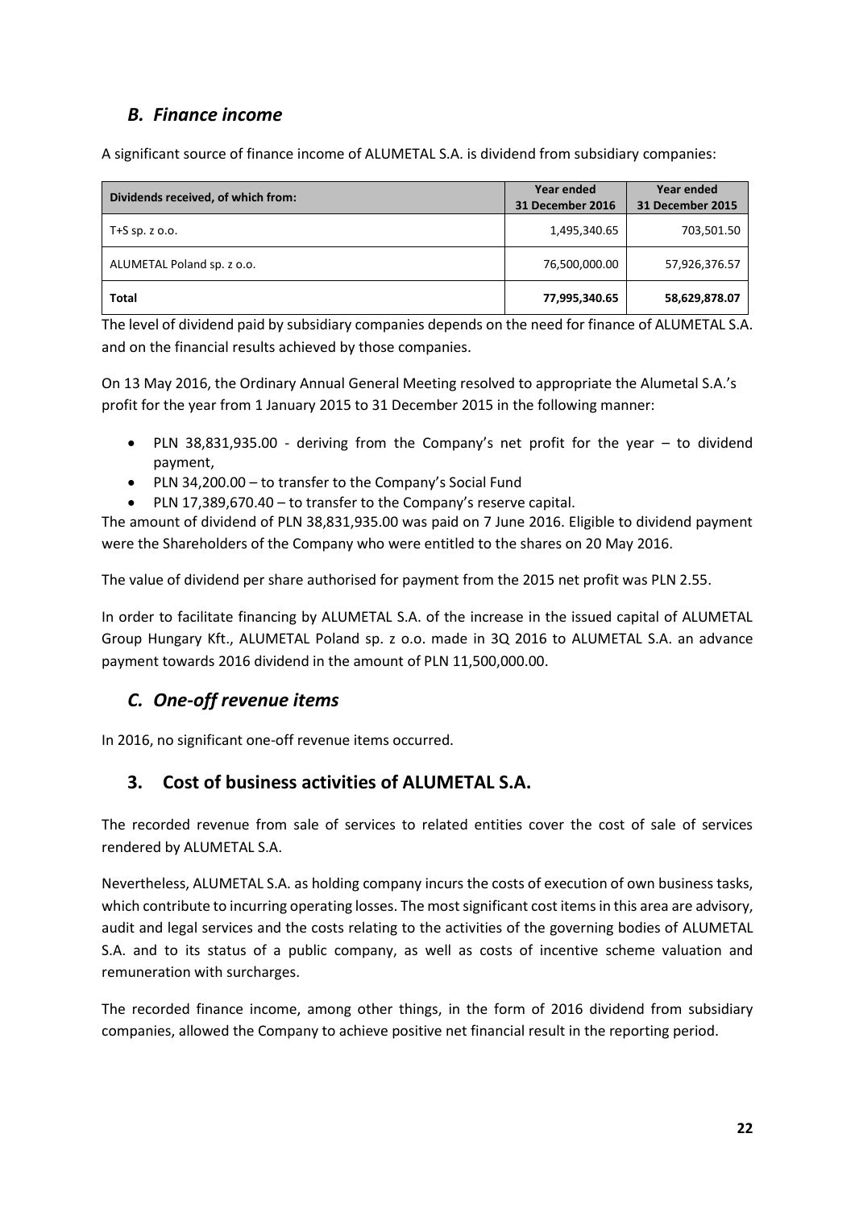## *B. Finance income*

A significant source of finance income of ALUMETAL S.A. is dividend from subsidiary companies:

| Dividends received, of which from: | Year ended 31 December 2016 | Year ended 31 December 2015 |
|---|---|---|
| T+S sp. z o.o. | 1,495,340.65 | 703,501.50 |
| ALUMETAL Poland sp. z o.o. | 76,500,000.00 | 57,926,376.57 |
| **Total** | **77,995,340.65** | **58,629,878.07** |

The level of dividend paid by subsidiary companies depends on the need for finance of ALUMETAL S.A. and on the financial results achieved by those companies.

On 13 May 2016, the Ordinary Annual General Meeting resolved to appropriate the Alumetal S.A.'s profit for the year from 1 January 2015 to 31 December 2015 in the following manner:

- PLN 38,831,935.00 - deriving from the Company's net profit for the year – to dividend payment,
- PLN 34,200.00 – to transfer to the Company's Social Fund
- PLN 17,389,670.40 – to transfer to the Company's reserve capital.

The amount of dividend of PLN 38,831,935.00 was paid on 7 June 2016. Eligible to dividend payment were the Shareholders of the Company who were entitled to the shares on 20 May 2016.

The value of dividend per share authorised for payment from the 2015 net profit was PLN 2.55.

In order to facilitate financing by ALUMETAL S.A. of the increase in the issued capital of ALUMETAL Group Hungary Kft., ALUMETAL Poland sp. z o.o. made in 3Q 2016 to ALUMETAL S.A. an advance payment towards 2016 dividend in the amount of PLN 11,500,000.00.

## *C. One-off revenue items*

In 2016, no significant one-off revenue items occurred.

## 3. Cost of business activities of ALUMETAL S.A.

The recorded revenue from sale of services to related entities cover the cost of sale of services rendered by ALUMETAL S.A.

Nevertheless, ALUMETAL S.A. as holding company incurs the costs of execution of own business tasks, which contribute to incurring operating losses. The most significant cost items in this area are advisory, audit and legal services and the costs relating to the activities of the governing bodies of ALUMETAL S.A. and to its status of a public company, as well as costs of incentive scheme valuation and remuneration with surcharges.

The recorded finance income, among other things, in the form of 2016 dividend from subsidiary companies, allowed the Company to achieve positive net financial result in the reporting period.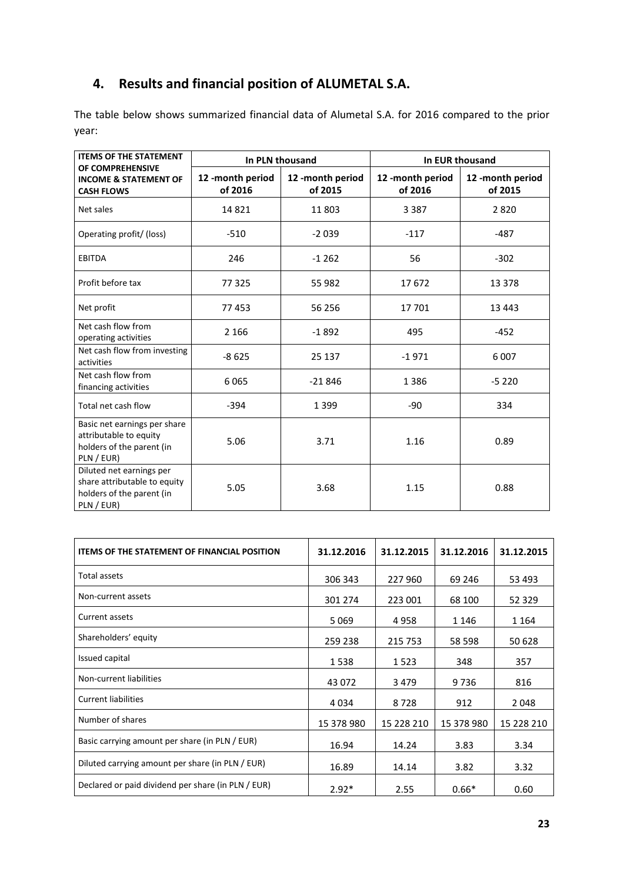## 4. Results and financial position of ALUMETAL S.A.

The table below shows summarized financial data of Alumetal S.A. for 2016 compared to the prior year:

| ITEMS OF THE STATEMENT OF COMPREHENSIVE INCOME & STATEMENT OF CASH FLOWS | In PLN thousand | | In EUR thousand | |
|---|---|---|---|---|
| | 12 -month period of 2016 | 12 -month period of 2015 | 12 -month period of 2016 | 12 -month period of 2015 |
| Net sales | 14 821 | 11 803 | 3 387 | 2 820 |
| Operating profit/ (loss) | -510 | -2 039 | -117 | -487 |
| EBITDA | 246 | -1 262 | 56 | -302 |
| Profit before tax | 77 325 | 55 982 | 17 672 | 13 378 |
| Net profit | 77 453 | 56 256 | 17 701 | 13 443 |
| Net cash flow from operating activities | 2 166 | -1 892 | 495 | -452 |
| Net cash flow from investing activities | -8 625 | 25 137 | -1 971 | 6 007 |
| Net cash flow from financing activities | 6 065 | -21 846 | 1 386 | -5 220 |
| Total net cash flow | -394 | 1 399 | -90 | 334 |
| Basic net earnings per share attributable to equity holders of the parent (in PLN / EUR) | 5.06 | 3.71 | 1.16 | 0.89 |
| Diluted net earnings per share attributable to equity holders of the parent (in PLN / EUR) | 5.05 | 3.68 | 1.15 | 0.88 |

| ITEMS OF THE STATEMENT OF FINANCIAL POSITION | 31.12.2016 | 31.12.2015 | 31.12.2016 | 31.12.2015 |
|---|---|---|---|---|
| Total assets | 306 343 | 227 960 | 69 246 | 53 493 |
| Non-current assets | 301 274 | 223 001 | 68 100 | 52 329 |
| Current assets | 5 069 | 4 958 | 1 146 | 1 164 |
| Shareholders' equity | 259 238 | 215 753 | 58 598 | 50 628 |
| Issued capital | 1 538 | 1 523 | 348 | 357 |
| Non-current liabilities | 43 072 | 3 479 | 9 736 | 816 |
| Current liabilities | 4 034 | 8 728 | 912 | 2 048 |
| Number of shares | 15 378 980 | 15 228 210 | 15 378 980 | 15 228 210 |
| Basic carrying amount per share (in PLN / EUR) | 16.94 | 14.24 | 3.83 | 3.34 |
| Diluted carrying amount per share (in PLN / EUR) | 16.89 | 14.14 | 3.82 | 3.32 |
| Declared or paid dividend per share (in PLN / EUR) | 2.92* | 2.55 | 0.66* | 0.60 |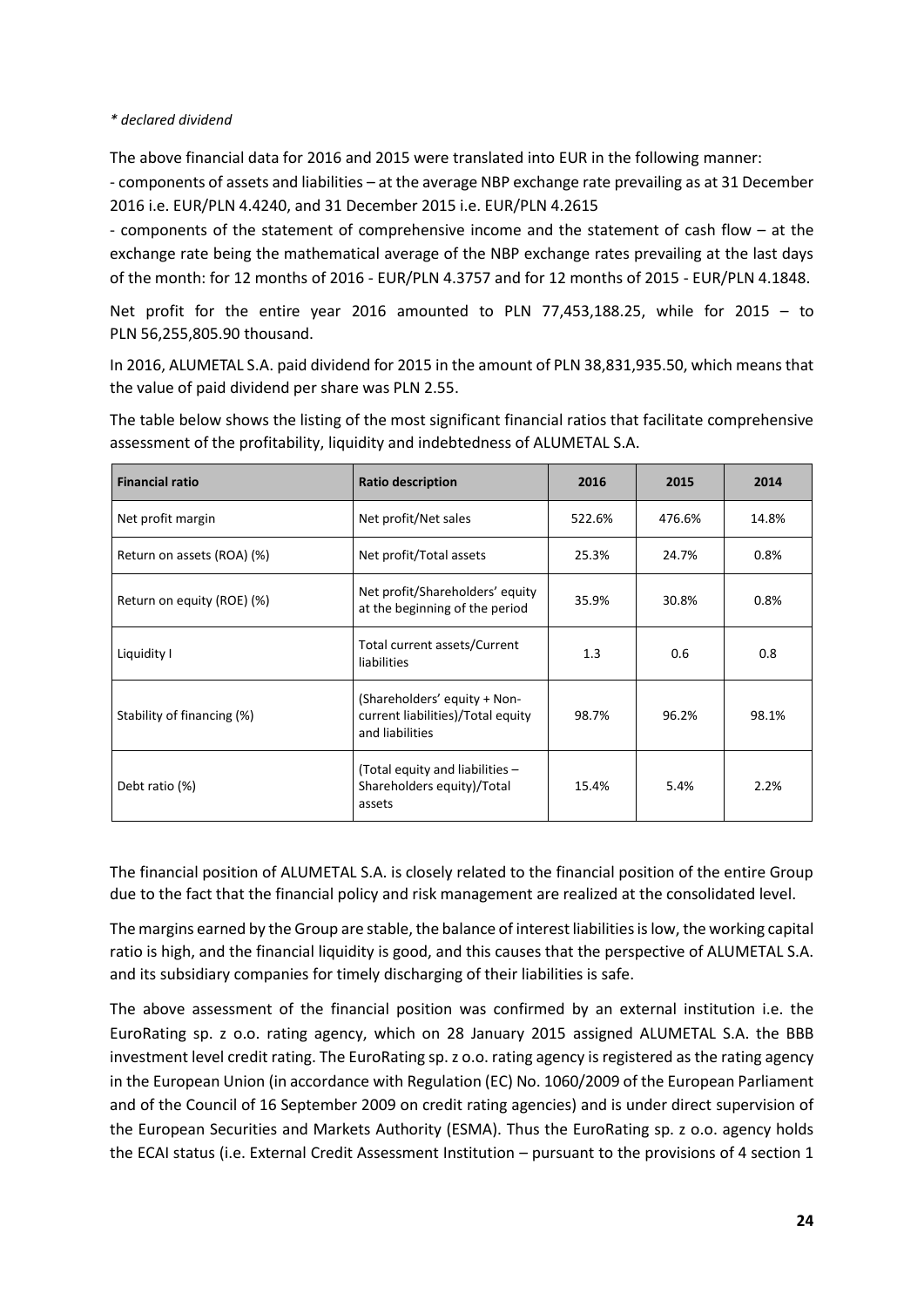*\* declared dividend*

The above financial data for 2016 and 2015 were translated into EUR in the following manner:

- components of assets and liabilities – at the average NBP exchange rate prevailing as at 31 December 2016 i.e. EUR/PLN 4.4240, and 31 December 2015 i.e. EUR/PLN 4.2615
- components of the statement of comprehensive income and the statement of cash flow – at the exchange rate being the mathematical average of the NBP exchange rates prevailing at the last days of the month: for 12 months of 2016 - EUR/PLN 4.3757 and for 12 months of 2015 - EUR/PLN 4.1848.

Net profit for the entire year 2016 amounted to PLN 77,453,188.25, while for 2015 – to PLN 56,255,805.90 thousand.

In 2016, ALUMETAL S.A. paid dividend for 2015 in the amount of PLN 38,831,935.50, which means that the value of paid dividend per share was PLN 2.55.

The table below shows the listing of the most significant financial ratios that facilitate comprehensive assessment of the profitability, liquidity and indebtedness of ALUMETAL S.A.

| Financial ratio | Ratio description | 2016 | 2015 | 2014 |
|---|---|---|---|---|
| Net profit margin | Net profit/Net sales | 522.6% | 476.6% | 14.8% |
| Return on assets (ROA) (%) | Net profit/Total assets | 25.3% | 24.7% | 0.8% |
| Return on equity (ROE) (%) | Net profit/Shareholders' equity at the beginning of the period | 35.9% | 30.8% | 0.8% |
| Liquidity I | Total current assets/Current liabilities | 1.3 | 0.6 | 0.8 |
| Stability of financing (%) | (Shareholders' equity + Non-current liabilities)/Total equity and liabilities | 98.7% | 96.2% | 98.1% |
| Debt ratio (%) | (Total equity and liabilities – Shareholders equity)/Total assets | 15.4% | 5.4% | 2.2% |

The financial position of ALUMETAL S.A. is closely related to the financial position of the entire Group due to the fact that the financial policy and risk management are realized at the consolidated level.

The margins earned by the Group are stable, the balance of interest liabilities is low, the working capital ratio is high, and the financial liquidity is good, and this causes that the perspective of ALUMETAL S.A. and its subsidiary companies for timely discharging of their liabilities is safe.

The above assessment of the financial position was confirmed by an external institution i.e. the EuroRating sp. z o.o. rating agency, which on 28 January 2015 assigned ALUMETAL S.A. the BBB investment level credit rating. The EuroRating sp. z o.o. rating agency is registered as the rating agency in the European Union (in accordance with Regulation (EC) No. 1060/2009 of the European Parliament and of the Council of 16 September 2009 on credit rating agencies) and is under direct supervision of the European Securities and Markets Authority (ESMA). Thus the EuroRating sp. z o.o. agency holds the ECAI status (i.e. External Credit Assessment Institution – pursuant to the provisions of 4 section 1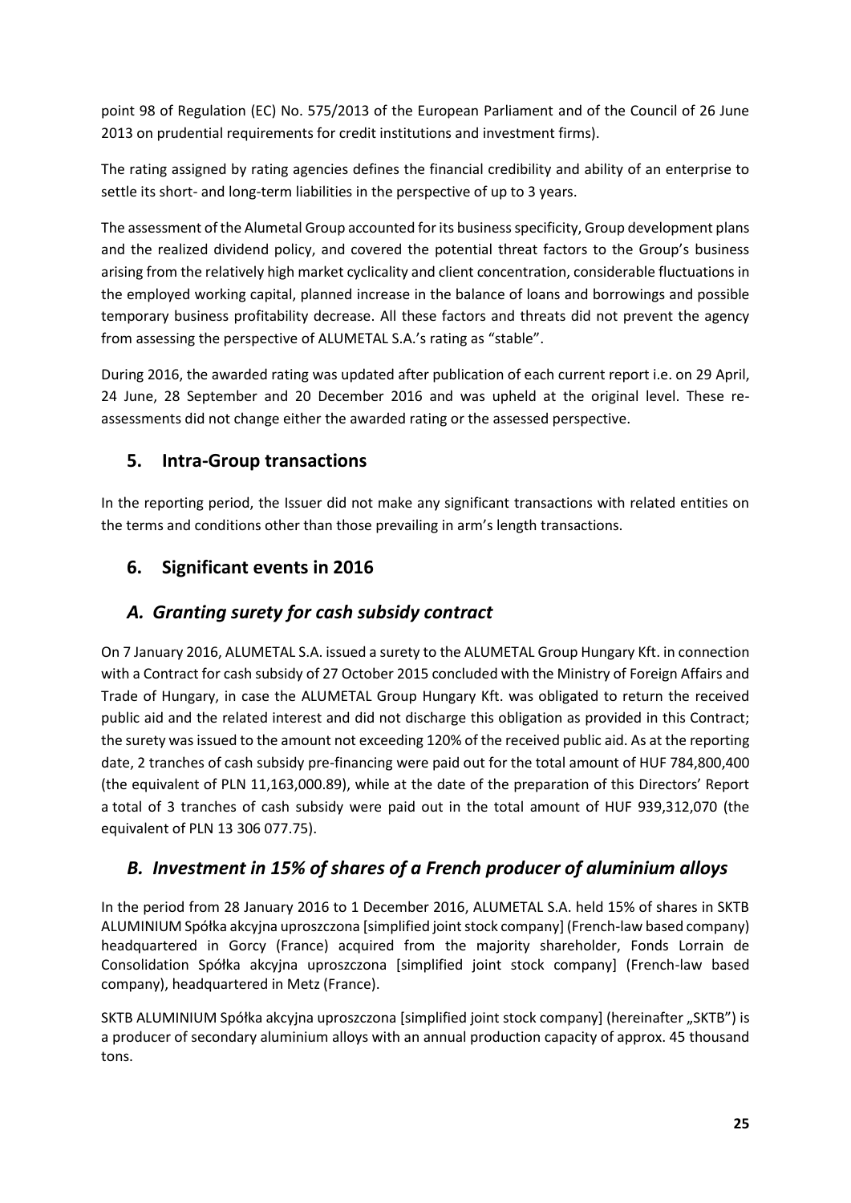point 98 of Regulation (EC) No. 575/2013 of the European Parliament and of the Council of 26 June 2013 on prudential requirements for credit institutions and investment firms).

The rating assigned by rating agencies defines the financial credibility and ability of an enterprise to settle its short- and long-term liabilities in the perspective of up to 3 years.

The assessment of the Alumetal Group accounted for its business specificity, Group development plans and the realized dividend policy, and covered the potential threat factors to the Group's business arising from the relatively high market cyclicality and client concentration, considerable fluctuations in the employed working capital, planned increase in the balance of loans and borrowings and possible temporary business profitability decrease. All these factors and threats did not prevent the agency from assessing the perspective of ALUMETAL S.A.'s rating as "stable".

During 2016, the awarded rating was updated after publication of each current report i.e. on 29 April, 24 June, 28 September and 20 December 2016 and was upheld at the original level. These re-assessments did not change either the awarded rating or the assessed perspective.

## 5. Intra-Group transactions

In the reporting period, the Issuer did not make any significant transactions with related entities on the terms and conditions other than those prevailing in arm's length transactions.

## 6. Significant events in 2016

### *A. Granting surety for cash subsidy contract*

On 7 January 2016, ALUMETAL S.A. issued a surety to the ALUMETAL Group Hungary Kft. in connection with a Contract for cash subsidy of 27 October 2015 concluded with the Ministry of Foreign Affairs and Trade of Hungary, in case the ALUMETAL Group Hungary Kft. was obligated to return the received public aid and the related interest and did not discharge this obligation as provided in this Contract; the surety was issued to the amount not exceeding 120% of the received public aid. As at the reporting date, 2 tranches of cash subsidy pre-financing were paid out for the total amount of HUF 784,800,400 (the equivalent of PLN 11,163,000.89), while at the date of the preparation of this Directors' Report a total of 3 tranches of cash subsidy were paid out in the total amount of HUF 939,312,070 (the equivalent of PLN 13 306 077.75).

### *B. Investment in 15% of shares of a French producer of aluminium alloys*

In the period from 28 January 2016 to 1 December 2016, ALUMETAL S.A. held 15% of shares in SKTB ALUMINIUM Spółka akcyjna uproszczona [simplified joint stock company] (French-law based company) headquartered in Gorcy (France) acquired from the majority shareholder, Fonds Lorrain de Consolidation Spółka akcyjna uproszczona [simplified joint stock company] (French-law based company), headquartered in Metz (France).

SKTB ALUMINIUM Spółka akcyjna uproszczona [simplified joint stock company] (hereinafter „SKTB") is a producer of secondary aluminium alloys with an annual production capacity of approx. 45 thousand tons.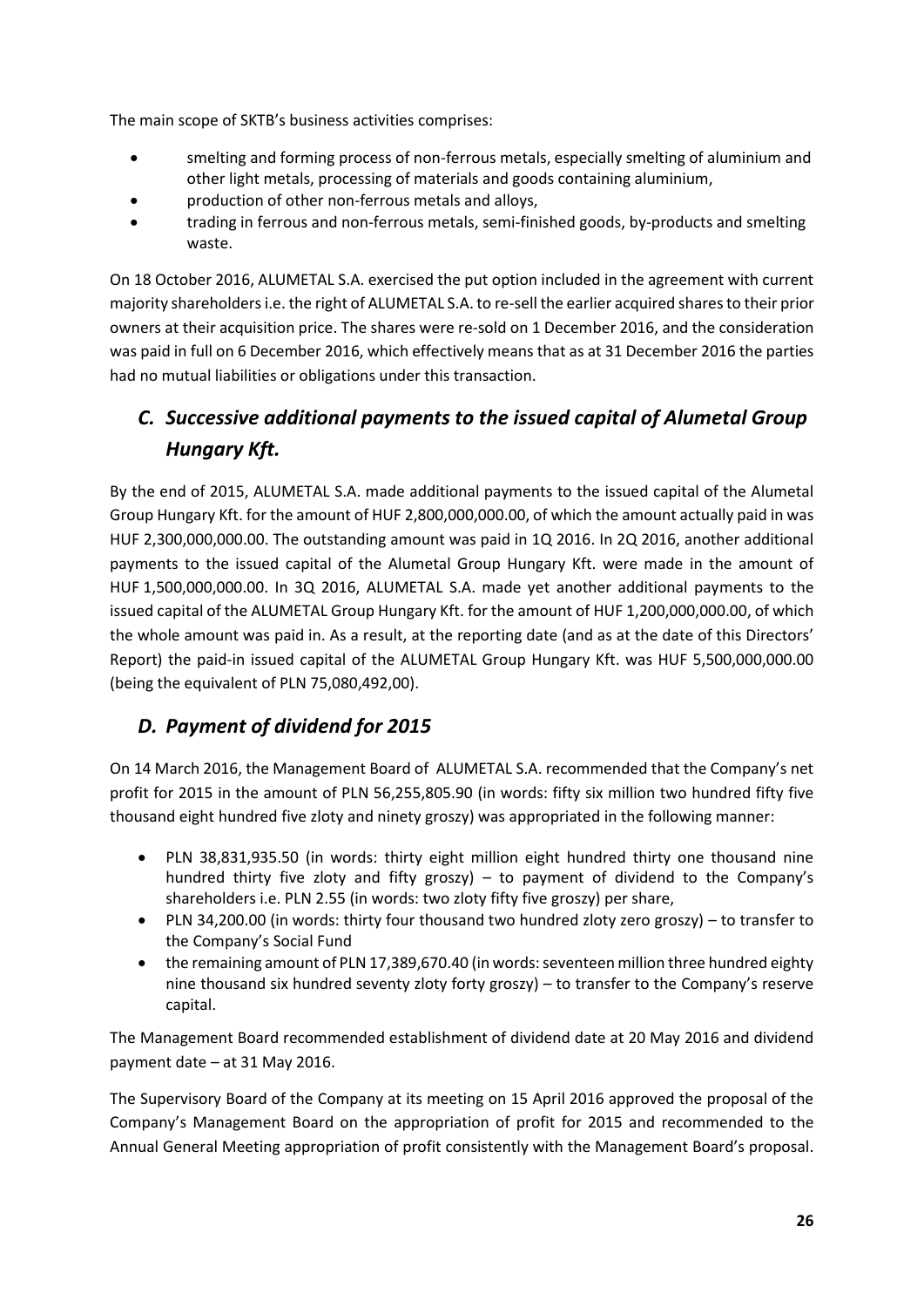The main scope of SKTB's business activities comprises:

- smelting and forming process of non-ferrous metals, especially smelting of aluminium and other light metals, processing of materials and goods containing aluminium,
- production of other non-ferrous metals and alloys,
- trading in ferrous and non-ferrous metals, semi-finished goods, by-products and smelting waste.

On 18 October 2016, ALUMETAL S.A. exercised the put option included in the agreement with current majority shareholders i.e. the right of ALUMETAL S.A. to re-sell the earlier acquired shares to their prior owners at their acquisition price. The shares were re-sold on 1 December 2016, and the consideration was paid in full on 6 December 2016, which effectively means that as at 31 December 2016 the parties had no mutual liabilities or obligations under this transaction.

## *C. Successive additional payments to the issued capital of Alumetal Group Hungary Kft.*

By the end of 2015, ALUMETAL S.A. made additional payments to the issued capital of the Alumetal Group Hungary Kft. for the amount of HUF 2,800,000,000.00, of which the amount actually paid in was HUF 2,300,000,000.00. The outstanding amount was paid in 1Q 2016. In 2Q 2016, another additional payments to the issued capital of the Alumetal Group Hungary Kft. were made in the amount of HUF 1,500,000,000.00. In 3Q 2016, ALUMETAL S.A. made yet another additional payments to the issued capital of the ALUMETAL Group Hungary Kft. for the amount of HUF 1,200,000,000.00, of which the whole amount was paid in. As a result, at the reporting date (and as at the date of this Directors' Report) the paid-in issued capital of the ALUMETAL Group Hungary Kft. was HUF 5,500,000,000.00 (being the equivalent of PLN 75,080,492,00).

## *D. Payment of dividend for 2015*

On 14 March 2016, the Management Board of ALUMETAL S.A. recommended that the Company's net profit for 2015 in the amount of PLN 56,255,805.90 (in words: fifty six million two hundred fifty five thousand eight hundred five zloty and ninety groszy) was appropriated in the following manner:

- PLN 38,831,935.50 (in words: thirty eight million eight hundred thirty one thousand nine hundred thirty five zloty and fifty groszy) – to payment of dividend to the Company's shareholders i.e. PLN 2.55 (in words: two zloty fifty five groszy) per share,
- PLN 34,200.00 (in words: thirty four thousand two hundred zloty zero groszy) – to transfer to the Company's Social Fund
- the remaining amount of PLN 17,389,670.40 (in words: seventeen million three hundred eighty nine thousand six hundred seventy zloty forty groszy) – to transfer to the Company's reserve capital.

The Management Board recommended establishment of dividend date at 20 May 2016 and dividend payment date – at 31 May 2016.

The Supervisory Board of the Company at its meeting on 15 April 2016 approved the proposal of the Company's Management Board on the appropriation of profit for 2015 and recommended to the Annual General Meeting appropriation of profit consistently with the Management Board's proposal.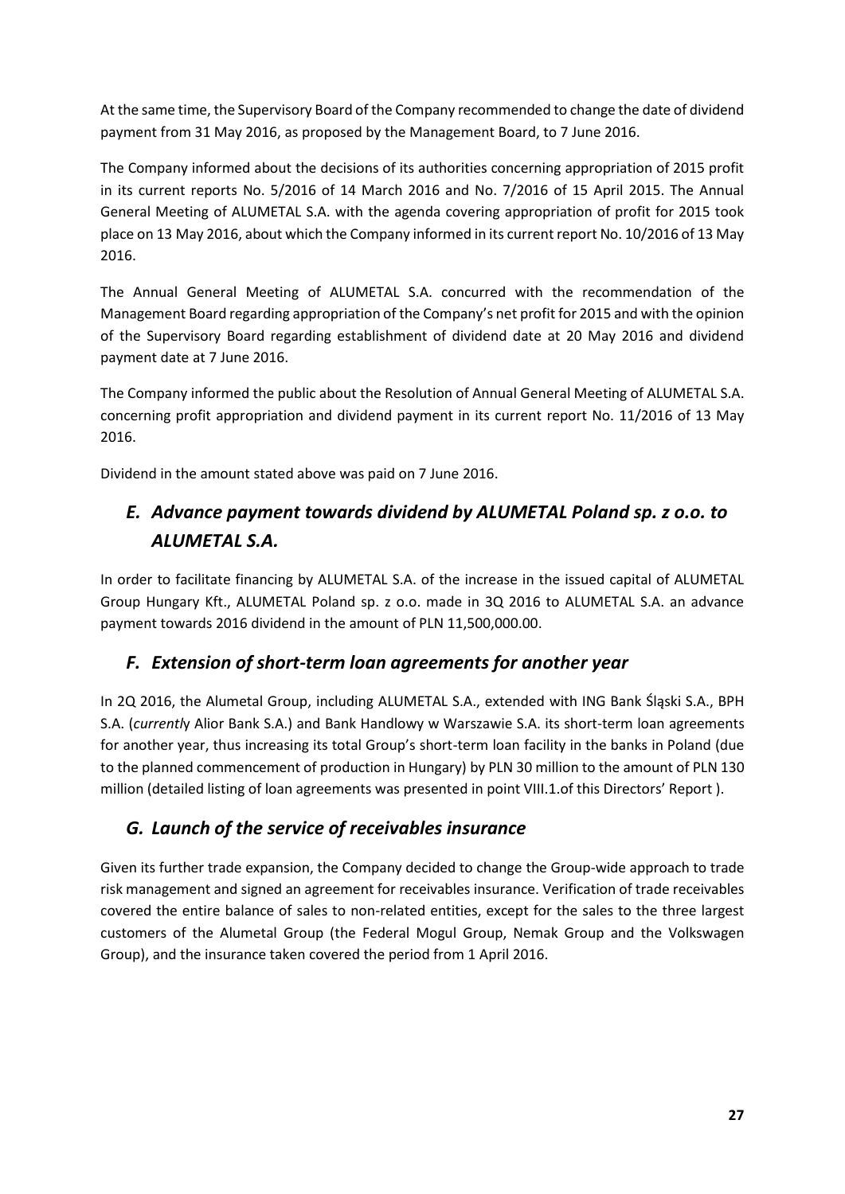At the same time, the Supervisory Board of the Company recommended to change the date of dividend payment from 31 May 2016, as proposed by the Management Board, to 7 June 2016.

The Company informed about the decisions of its authorities concerning appropriation of 2015 profit in its current reports No. 5/2016 of 14 March 2016 and No. 7/2016 of 15 April 2015. The Annual General Meeting of ALUMETAL S.A. with the agenda covering appropriation of profit for 2015 took place on 13 May 2016, about which the Company informed in its current report No. 10/2016 of 13 May 2016.

The Annual General Meeting of ALUMETAL S.A. concurred with the recommendation of the Management Board regarding appropriation of the Company's net profit for 2015 and with the opinion of the Supervisory Board regarding establishment of dividend date at 20 May 2016 and dividend payment date at 7 June 2016.

The Company informed the public about the Resolution of Annual General Meeting of ALUMETAL S.A. concerning profit appropriation and dividend payment in its current report No. 11/2016 of 13 May 2016.

Dividend in the amount stated above was paid on 7 June 2016.

## *E. Advance payment towards dividend by ALUMETAL Poland sp. z o.o. to ALUMETAL S.A.*

In order to facilitate financing by ALUMETAL S.A. of the increase in the issued capital of ALUMETAL Group Hungary Kft., ALUMETAL Poland sp. z o.o. made in 3Q 2016 to ALUMETAL S.A. an advance payment towards 2016 dividend in the amount of PLN 11,500,000.00.

## *F. Extension of short-term loan agreements for another year*

In 2Q 2016, the Alumetal Group, including ALUMETAL S.A., extended with ING Bank Śląski S.A., BPH S.A. (*currentl*y Alior Bank S.A.) and Bank Handlowy w Warszawie S.A. its short-term loan agreements for another year, thus increasing its total Group's short-term loan facility in the banks in Poland (due to the planned commencement of production in Hungary) by PLN 30 million to the amount of PLN 130 million (detailed listing of loan agreements was presented in point VIII.1.of this Directors' Report ).

## *G. Launch of the service of receivables insurance*

Given its further trade expansion, the Company decided to change the Group-wide approach to trade risk management and signed an agreement for receivables insurance. Verification of trade receivables covered the entire balance of sales to non-related entities, except for the sales to the three largest customers of the Alumetal Group (the Federal Mogul Group, Nemak Group and the Volkswagen Group), and the insurance taken covered the period from 1 April 2016.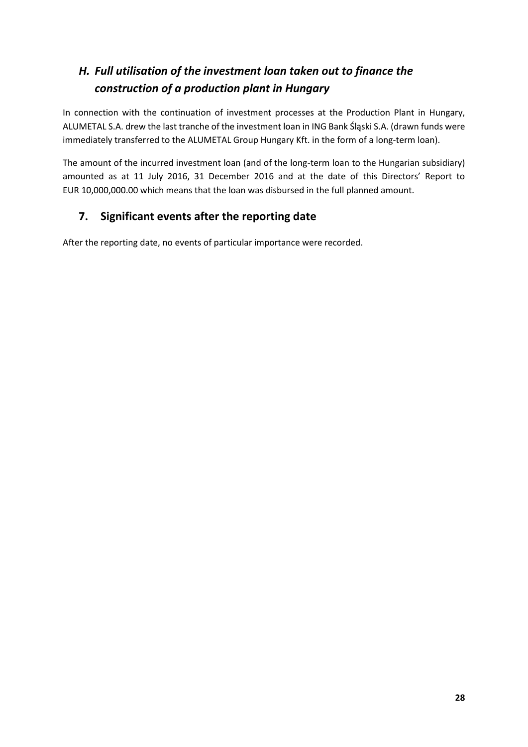### *H. Full utilisation of the investment loan taken out to finance the construction of a production plant in Hungary*

In connection with the continuation of investment processes at the Production Plant in Hungary, ALUMETAL S.A. drew the last tranche of the investment loan in ING Bank Śląski S.A. (drawn funds were immediately transferred to the ALUMETAL Group Hungary Kft. in the form of a long-term loan).

The amount of the incurred investment loan (and of the long-term loan to the Hungarian subsidiary) amounted as at 11 July 2016, 31 December 2016 and at the date of this Directors' Report to EUR 10,000,000.00 which means that the loan was disbursed in the full planned amount.

## 7. Significant events after the reporting date

After the reporting date, no events of particular importance were recorded.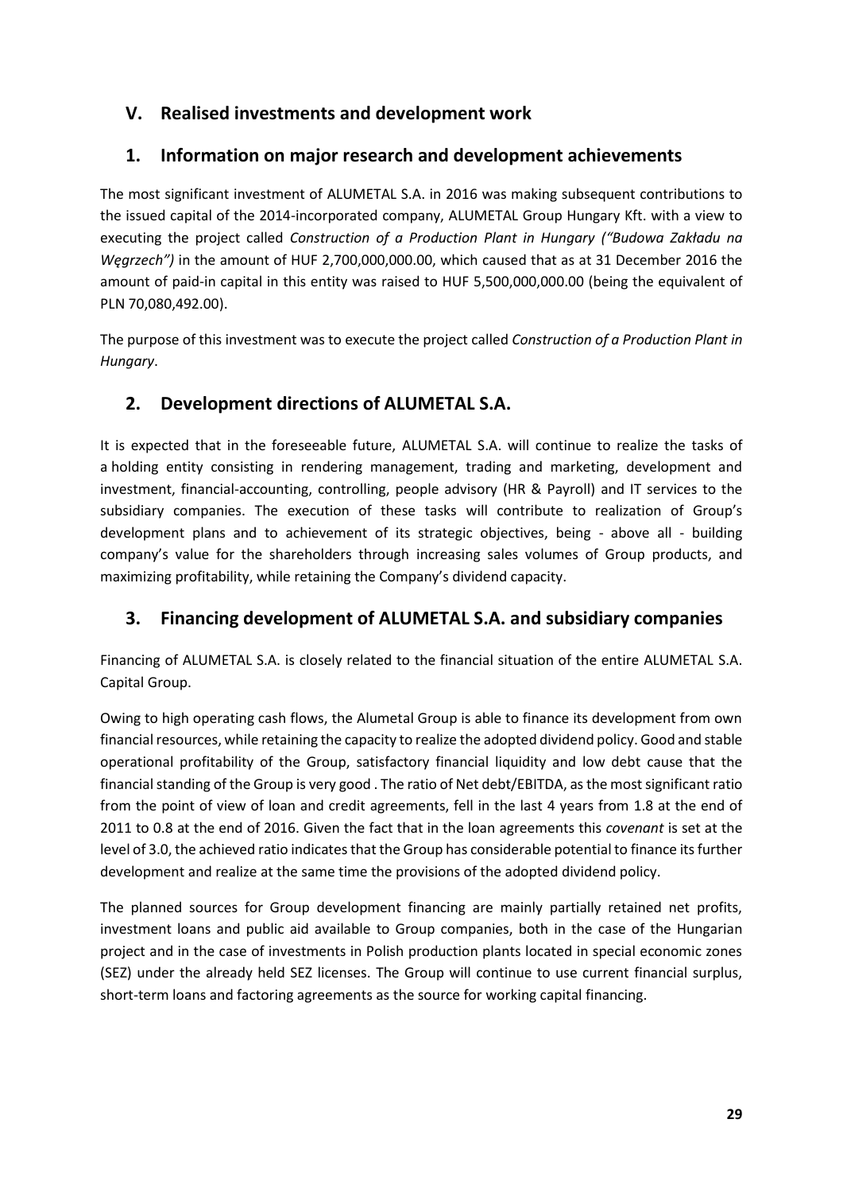## V. Realised investments and development work

### 1. Information on major research and development achievements

The most significant investment of ALUMETAL S.A. in 2016 was making subsequent contributions to the issued capital of the 2014-incorporated company, ALUMETAL Group Hungary Kft. with a view to executing the project called *Construction of a Production Plant in Hungary ("Budowa Zakładu na Węgrzech")* in the amount of HUF 2,700,000,000.00, which caused that as at 31 December 2016 the amount of paid-in capital in this entity was raised to HUF 5,500,000,000.00 (being the equivalent of PLN 70,080,492.00).

The purpose of this investment was to execute the project called *Construction of a Production Plant in Hungary*.

### 2. Development directions of ALUMETAL S.A.

It is expected that in the foreseeable future, ALUMETAL S.A. will continue to realize the tasks of a holding entity consisting in rendering management, trading and marketing, development and investment, financial-accounting, controlling, people advisory (HR & Payroll) and IT services to the subsidiary companies. The execution of these tasks will contribute to realization of Group's development plans and to achievement of its strategic objectives, being - above all - building company's value for the shareholders through increasing sales volumes of Group products, and maximizing profitability, while retaining the Company's dividend capacity.

### 3. Financing development of ALUMETAL S.A. and subsidiary companies

Financing of ALUMETAL S.A. is closely related to the financial situation of the entire ALUMETAL S.A. Capital Group.

Owing to high operating cash flows, the Alumetal Group is able to finance its development from own financial resources, while retaining the capacity to realize the adopted dividend policy. Good and stable operational profitability of the Group, satisfactory financial liquidity and low debt cause that the financial standing of the Group is very good . The ratio of Net debt/EBITDA, as the most significant ratio from the point of view of loan and credit agreements, fell in the last 4 years from 1.8 at the end of 2011 to 0.8 at the end of 2016. Given the fact that in the loan agreements this *covenant* is set at the level of 3.0, the achieved ratio indicates that the Group has considerable potential to finance its further development and realize at the same time the provisions of the adopted dividend policy.

The planned sources for Group development financing are mainly partially retained net profits, investment loans and public aid available to Group companies, both in the case of the Hungarian project and in the case of investments in Polish production plants located in special economic zones (SEZ) under the already held SEZ licenses. The Group will continue to use current financial surplus, short-term loans and factoring agreements as the source for working capital financing.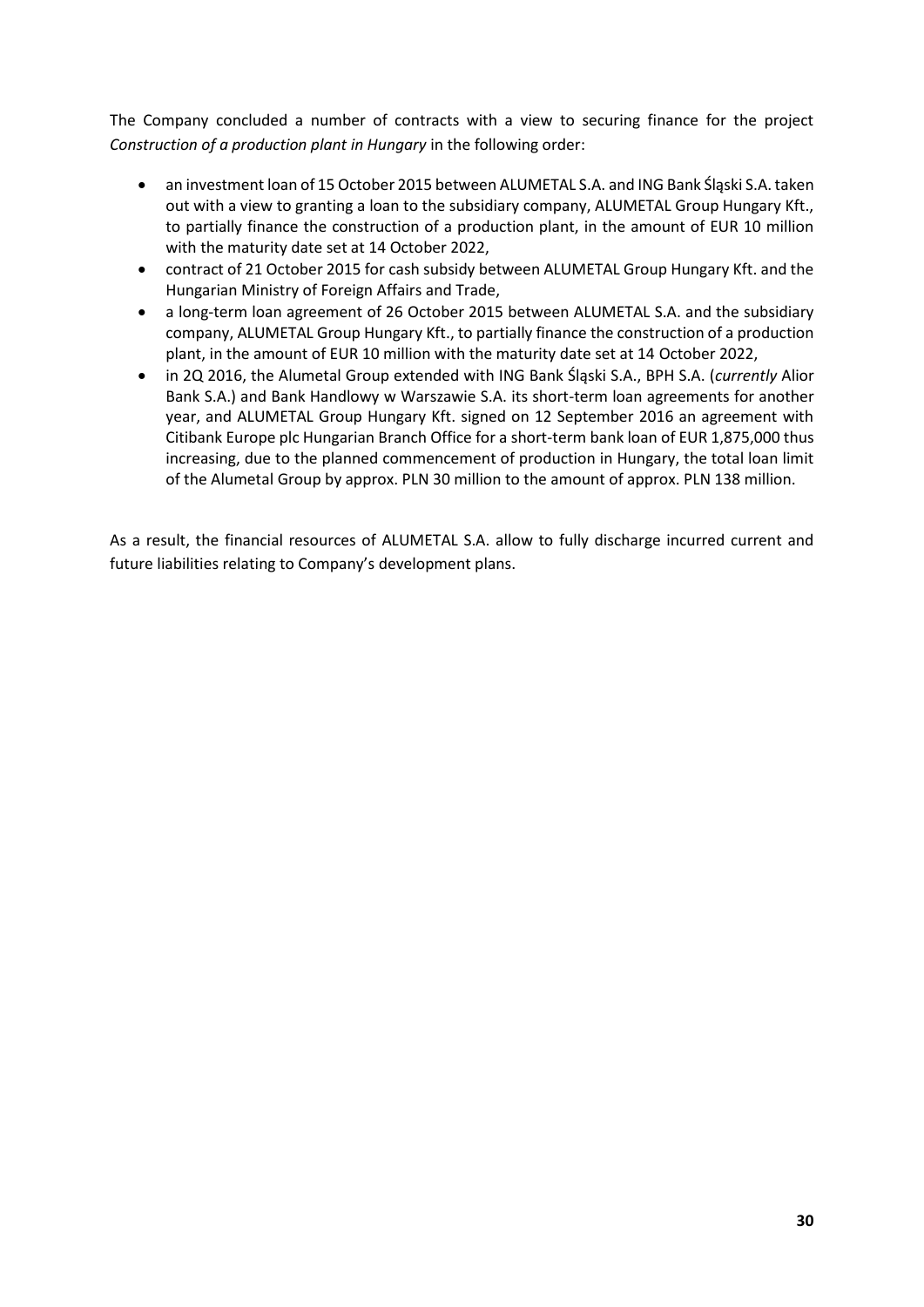The Company concluded a number of contracts with a view to securing finance for the project *Construction of a production plant in Hungary* in the following order:

- an investment loan of 15 October 2015 between ALUMETAL S.A. and ING Bank Śląski S.A. taken out with a view to granting a loan to the subsidiary company, ALUMETAL Group Hungary Kft., to partially finance the construction of a production plant, in the amount of EUR 10 million with the maturity date set at 14 October 2022,
- contract of 21 October 2015 for cash subsidy between ALUMETAL Group Hungary Kft. and the Hungarian Ministry of Foreign Affairs and Trade,
- a long-term loan agreement of 26 October 2015 between ALUMETAL S.A. and the subsidiary company, ALUMETAL Group Hungary Kft., to partially finance the construction of a production plant, in the amount of EUR 10 million with the maturity date set at 14 October 2022,
- in 2Q 2016, the Alumetal Group extended with ING Bank Śląski S.A., BPH S.A. (*currently* Alior Bank S.A.) and Bank Handlowy w Warszawie S.A. its short-term loan agreements for another year, and ALUMETAL Group Hungary Kft. signed on 12 September 2016 an agreement with Citibank Europe plc Hungarian Branch Office for a short-term bank loan of EUR 1,875,000 thus increasing, due to the planned commencement of production in Hungary, the total loan limit of the Alumetal Group by approx. PLN 30 million to the amount of approx. PLN 138 million.

As a result, the financial resources of ALUMETAL S.A. allow to fully discharge incurred current and future liabilities relating to Company's development plans.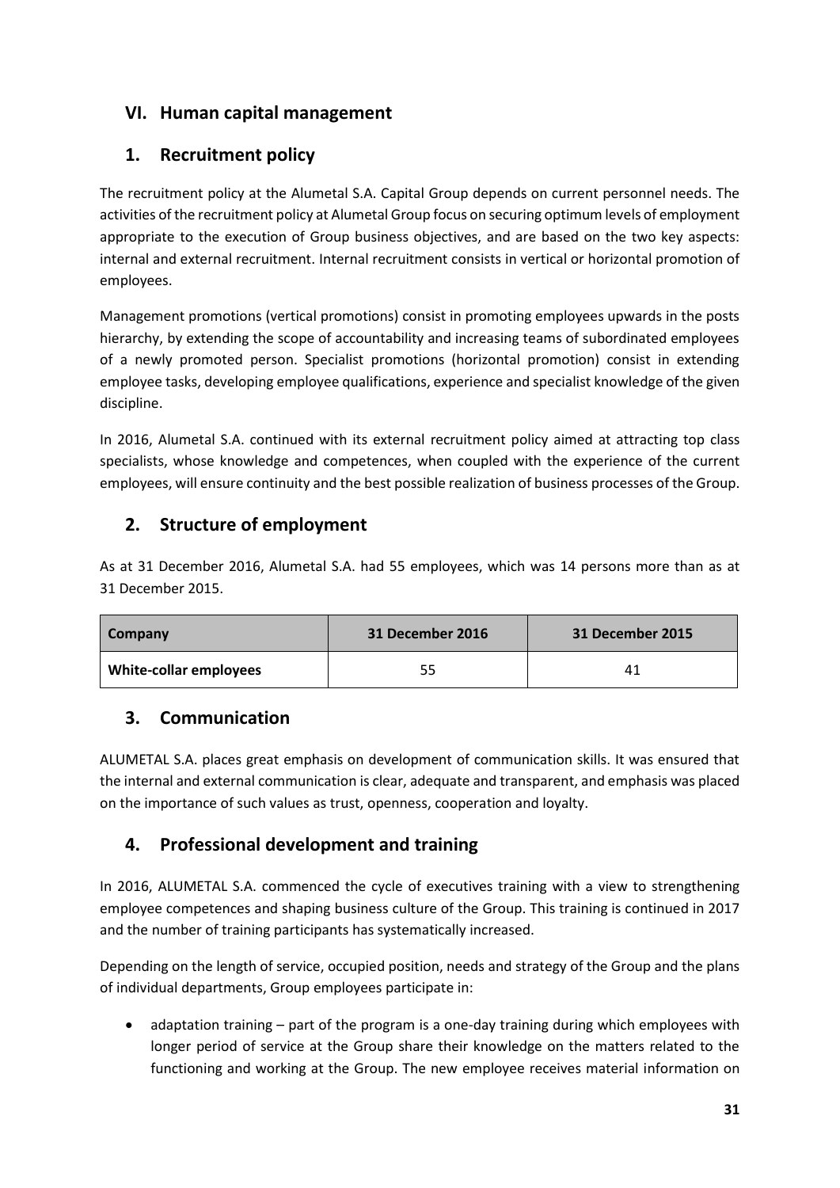## VI. Human capital management

### 1. Recruitment policy

The recruitment policy at the Alumetal S.A. Capital Group depends on current personnel needs. The activities of the recruitment policy at Alumetal Group focus on securing optimum levels of employment appropriate to the execution of Group business objectives, and are based on the two key aspects: internal and external recruitment. Internal recruitment consists in vertical or horizontal promotion of employees.

Management promotions (vertical promotions) consist in promoting employees upwards in the posts hierarchy, by extending the scope of accountability and increasing teams of subordinated employees of a newly promoted person. Specialist promotions (horizontal promotion) consist in extending employee tasks, developing employee qualifications, experience and specialist knowledge of the given discipline.

In 2016, Alumetal S.A. continued with its external recruitment policy aimed at attracting top class specialists, whose knowledge and competences, when coupled with the experience of the current employees, will ensure continuity and the best possible realization of business processes of the Group.

### 2. Structure of employment

As at 31 December 2016, Alumetal S.A. had 55 employees, which was 14 persons more than as at 31 December 2015.

| Company | 31 December 2016 | 31 December 2015 |
|---|---|---|
| **White-collar employees** | 55 | 41 |

### 3. Communication

ALUMETAL S.A. places great emphasis on development of communication skills. It was ensured that the internal and external communication is clear, adequate and transparent, and emphasis was placed on the importance of such values as trust, openness, cooperation and loyalty.

### 4. Professional development and training

In 2016, ALUMETAL S.A. commenced the cycle of executives training with a view to strengthening employee competences and shaping business culture of the Group. This training is continued in 2017 and the number of training participants has systematically increased.

Depending on the length of service, occupied position, needs and strategy of the Group and the plans of individual departments, Group employees participate in:

- adaptation training – part of the program is a one-day training during which employees with longer period of service at the Group share their knowledge on the matters related to the functioning and working at the Group. The new employee receives material information on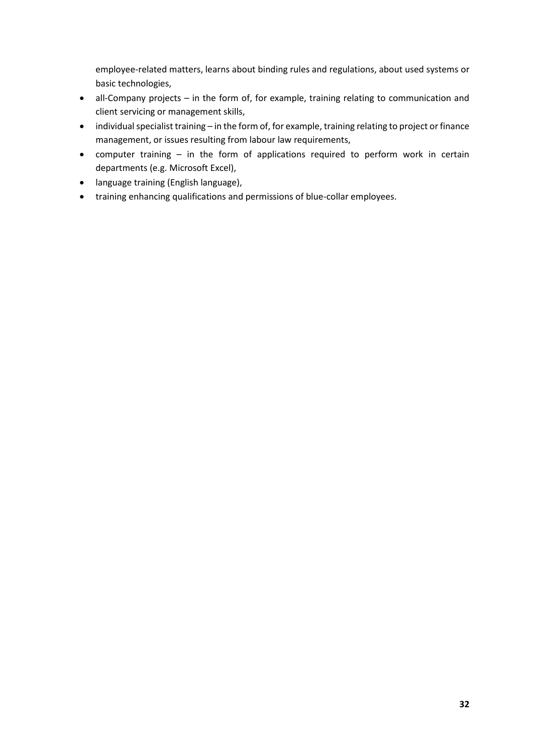employee-related matters, learns about binding rules and regulations, about used systems or basic technologies,

- all-Company projects – in the form of, for example, training relating to communication and client servicing or management skills,
- individual specialist training – in the form of, for example, training relating to project or finance management, or issues resulting from labour law requirements,
- computer training – in the form of applications required to perform work in certain departments (e.g. Microsoft Excel),
- language training (English language),
- training enhancing qualifications and permissions of blue-collar employees.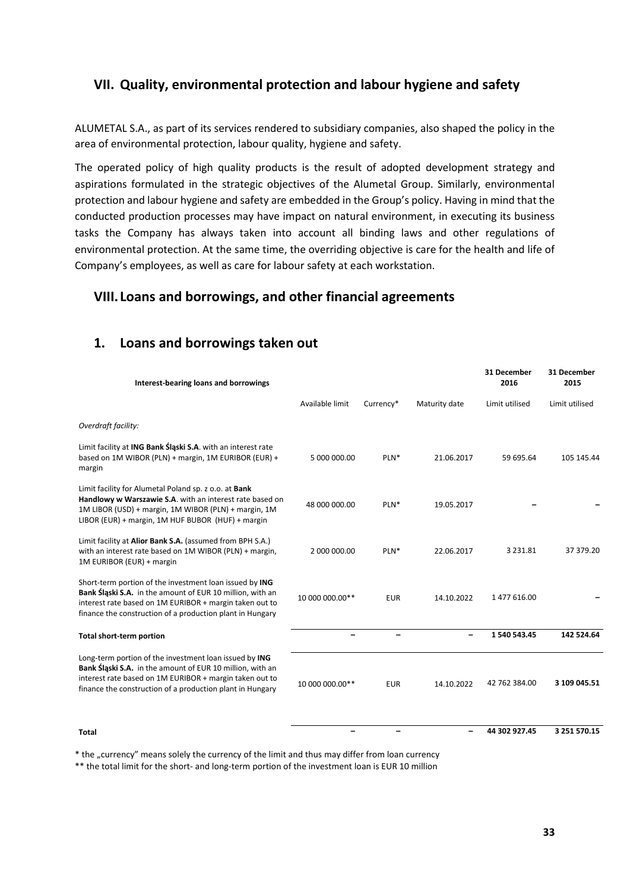## VII. Quality, environmental protection and labour hygiene and safety

ALUMETAL S.A., as part of its services rendered to subsidiary companies, also shaped the policy in the area of environmental protection, labour quality, hygiene and safety.

The operated policy of high quality products is the result of adopted development strategy and aspirations formulated in the strategic objectives of the Alumetal Group. Similarly, environmental protection and labour hygiene and safety are embedded in the Group's policy. Having in mind that the conducted production processes may have impact on natural environment, in executing its business tasks the Company has always taken into account all binding laws and other regulations of environmental protection. At the same time, the overriding objective is care for the health and life of Company's employees, as well as care for labour safety at each workstation.

## VIII. Loans and borrowings, and other financial agreements

### 1. Loans and borrowings taken out

| Interest-bearing loans and borrowings | | | | 31 December 2016 | 31 December 2015 |
|---|---|---|---|---|---|
| | Available limit | Currency* | Maturity date | Limit utilised | Limit utilised |
| *Overdraft facility:* | | | | | |
| Limit facility at **ING Bank Śląski S.A**. with an interest rate based on 1M WIBOR (PLN) + margin, 1M EURIBOR (EUR) + margin | 5 000 000.00 | PLN* | 21.06.2017 | 59 695.64 | 105 145.44 |
| Limit facility for Alumetal Poland sp. z o.o. at **Bank Handlowy w Warszawie S.A**. with an interest rate based on 1M LIBOR (USD) + margin, 1M WIBOR (PLN) + margin, 1M LIBOR (EUR) + margin, 1M HUF BUBOR (HUF) + margin | 48 000 000.00 | PLN* | 19.05.2017 | – | – |
| Limit facility at **Alior Bank S.A.** (assumed from BPH S.A.) with an interest rate based on 1M WIBOR (PLN) + margin, 1M EURIBOR (EUR) + margin | 2 000 000.00 | PLN* | 22.06.2017 | 3 231.81 | 37 379.20 |
| Short-term portion of the investment loan issued by **ING Bank Śląski S.A.** in the amount of EUR 10 million, with an interest rate based on 1M EURIBOR + margin taken out to finance the construction of a production plant in Hungary | 10 000 000.00** | EUR | 14.10.2022 | 1 477 616.00 | – |
| **Total short-term portion** | – | – | – | **1 540 543.45** | **142 524.64** |
| Long-term portion of the investment loan issued by **ING Bank Śląski S.A.** in the amount of EUR 10 million, with an interest rate based on 1M EURIBOR + margin taken out to finance the construction of a production plant in Hungary | 10 000 000.00** | EUR | 14.10.2022 | 42 762 384.00 | **3 109 045.51** |
| **Total** | – | – | – | **44 302 927.45** | **3 251 570.15** |

\* the „currency" means solely the currency of the limit and thus may differ from loan currency

\*\* the total limit for the short- and long-term portion of the investment loan is EUR 10 million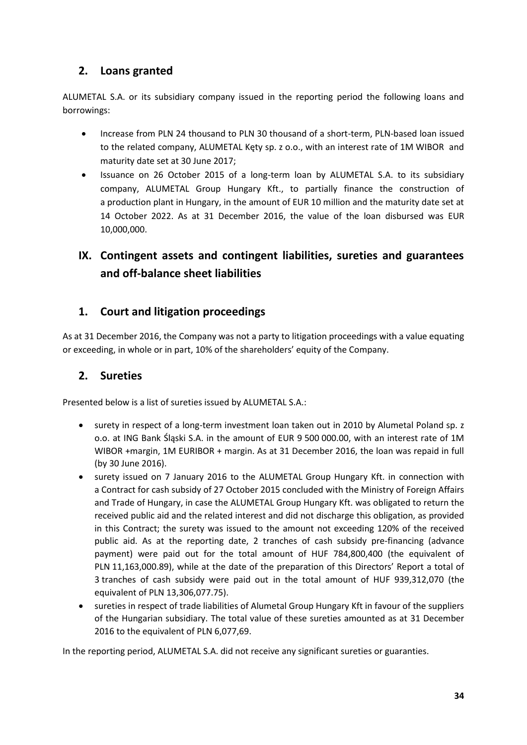## 2. Loans granted

ALUMETAL S.A. or its subsidiary company issued in the reporting period the following loans and borrowings:

- Increase from PLN 24 thousand to PLN 30 thousand of a short-term, PLN-based loan issued to the related company, ALUMETAL Kęty sp. z o.o., with an interest rate of 1M WIBOR and maturity date set at 30 June 2017;
- Issuance on 26 October 2015 of a long-term loan by ALUMETAL S.A. to its subsidiary company, ALUMETAL Group Hungary Kft., to partially finance the construction of a production plant in Hungary, in the amount of EUR 10 million and the maturity date set at 14 October 2022. As at 31 December 2016, the value of the loan disbursed was EUR 10,000,000.

# IX. Contingent assets and contingent liabilities, sureties and guarantees and off-balance sheet liabilities

## 1. Court and litigation proceedings

As at 31 December 2016, the Company was not a party to litigation proceedings with a value equating or exceeding, in whole or in part, 10% of the shareholders' equity of the Company.

## 2. Sureties

Presented below is a list of sureties issued by ALUMETAL S.A.:

- surety in respect of a long-term investment loan taken out in 2010 by Alumetal Poland sp. z o.o. at ING Bank Śląski S.A. in the amount of EUR 9 500 000.00, with an interest rate of 1M WIBOR +margin, 1M EURIBOR + margin. As at 31 December 2016, the loan was repaid in full (by 30 June 2016).
- surety issued on 7 January 2016 to the ALUMETAL Group Hungary Kft. in connection with a Contract for cash subsidy of 27 October 2015 concluded with the Ministry of Foreign Affairs and Trade of Hungary, in case the ALUMETAL Group Hungary Kft. was obligated to return the received public aid and the related interest and did not discharge this obligation, as provided in this Contract; the surety was issued to the amount not exceeding 120% of the received public aid. As at the reporting date, 2 tranches of cash subsidy pre-financing (advance payment) were paid out for the total amount of HUF 784,800,400 (the equivalent of PLN 11,163,000.89), while at the date of the preparation of this Directors' Report a total of 3 tranches of cash subsidy were paid out in the total amount of HUF 939,312,070 (the equivalent of PLN 13,306,077.75).
- sureties in respect of trade liabilities of Alumetal Group Hungary Kft in favour of the suppliers of the Hungarian subsidiary. The total value of these sureties amounted as at 31 December 2016 to the equivalent of PLN 6,077,69.

In the reporting period, ALUMETAL S.A. did not receive any significant sureties or guaranties.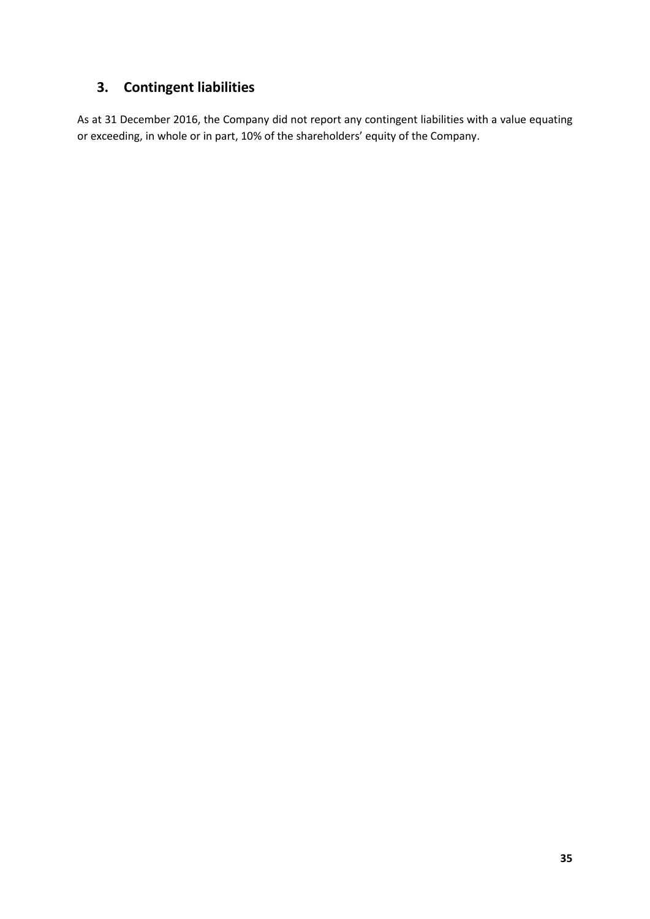## 3. Contingent liabilities

As at 31 December 2016, the Company did not report any contingent liabilities with a value equating or exceeding, in whole or in part, 10% of the shareholders' equity of the Company.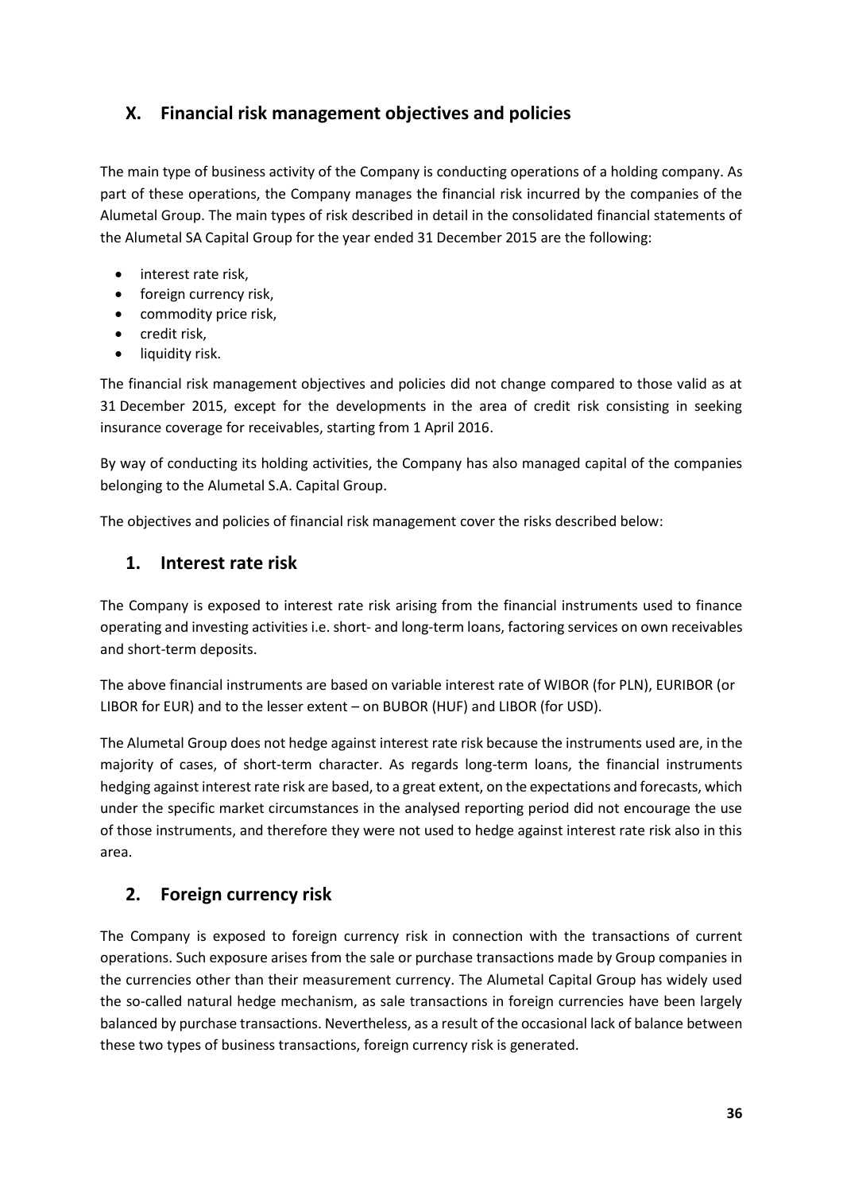## X. Financial risk management objectives and policies

The main type of business activity of the Company is conducting operations of a holding company. As part of these operations, the Company manages the financial risk incurred by the companies of the Alumetal Group. The main types of risk described in detail in the consolidated financial statements of the Alumetal SA Capital Group for the year ended 31 December 2015 are the following:

- interest rate risk,
- foreign currency risk,
- commodity price risk,
- credit risk,
- liquidity risk.

The financial risk management objectives and policies did not change compared to those valid as at 31 December 2015, except for the developments in the area of credit risk consisting in seeking insurance coverage for receivables, starting from 1 April 2016.

By way of conducting its holding activities, the Company has also managed capital of the companies belonging to the Alumetal S.A. Capital Group.

The objectives and policies of financial risk management cover the risks described below:

### 1. Interest rate risk

The Company is exposed to interest rate risk arising from the financial instruments used to finance operating and investing activities i.e. short- and long-term loans, factoring services on own receivables and short-term deposits.

The above financial instruments are based on variable interest rate of WIBOR (for PLN), EURIBOR (or LIBOR for EUR) and to the lesser extent – on BUBOR (HUF) and LIBOR (for USD).

The Alumetal Group does not hedge against interest rate risk because the instruments used are, in the majority of cases, of short-term character. As regards long-term loans, the financial instruments hedging against interest rate risk are based, to a great extent, on the expectations and forecasts, which under the specific market circumstances in the analysed reporting period did not encourage the use of those instruments, and therefore they were not used to hedge against interest rate risk also in this area.

### 2. Foreign currency risk

The Company is exposed to foreign currency risk in connection with the transactions of current operations. Such exposure arises from the sale or purchase transactions made by Group companies in the currencies other than their measurement currency. The Alumetal Capital Group has widely used the so-called natural hedge mechanism, as sale transactions in foreign currencies have been largely balanced by purchase transactions. Nevertheless, as a result of the occasional lack of balance between these two types of business transactions, foreign currency risk is generated.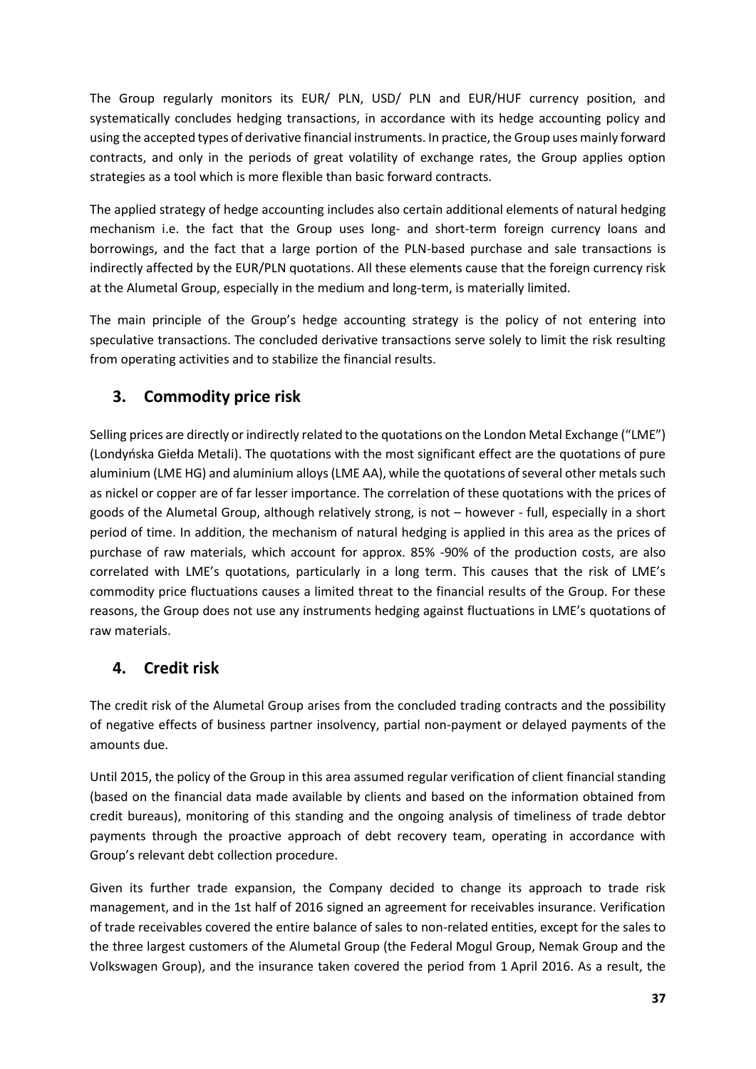The Group regularly monitors its EUR/ PLN, USD/ PLN and EUR/HUF currency position, and systematically concludes hedging transactions, in accordance with its hedge accounting policy and using the accepted types of derivative financial instruments. In practice, the Group uses mainly forward contracts, and only in the periods of great volatility of exchange rates, the Group applies option strategies as a tool which is more flexible than basic forward contracts.

The applied strategy of hedge accounting includes also certain additional elements of natural hedging mechanism i.e. the fact that the Group uses long- and short-term foreign currency loans and borrowings, and the fact that a large portion of the PLN-based purchase and sale transactions is indirectly affected by the EUR/PLN quotations. All these elements cause that the foreign currency risk at the Alumetal Group, especially in the medium and long-term, is materially limited.

The main principle of the Group's hedge accounting strategy is the policy of not entering into speculative transactions. The concluded derivative transactions serve solely to limit the risk resulting from operating activities and to stabilize the financial results.

## 3. Commodity price risk

Selling prices are directly or indirectly related to the quotations on the London Metal Exchange ("LME") (Londyńska Giełda Metali). The quotations with the most significant effect are the quotations of pure aluminium (LME HG) and aluminium alloys (LME AA), while the quotations of several other metals such as nickel or copper are of far lesser importance. The correlation of these quotations with the prices of goods of the Alumetal Group, although relatively strong, is not – however - full, especially in a short period of time. In addition, the mechanism of natural hedging is applied in this area as the prices of purchase of raw materials, which account for approx. 85% -90% of the production costs, are also correlated with LME's quotations, particularly in a long term. This causes that the risk of LME's commodity price fluctuations causes a limited threat to the financial results of the Group. For these reasons, the Group does not use any instruments hedging against fluctuations in LME's quotations of raw materials.

## 4. Credit risk

The credit risk of the Alumetal Group arises from the concluded trading contracts and the possibility of negative effects of business partner insolvency, partial non-payment or delayed payments of the amounts due.

Until 2015, the policy of the Group in this area assumed regular verification of client financial standing (based on the financial data made available by clients and based on the information obtained from credit bureaus), monitoring of this standing and the ongoing analysis of timeliness of trade debtor payments through the proactive approach of debt recovery team, operating in accordance with Group's relevant debt collection procedure.

Given its further trade expansion, the Company decided to change its approach to trade risk management, and in the 1st half of 2016 signed an agreement for receivables insurance. Verification of trade receivables covered the entire balance of sales to non-related entities, except for the sales to the three largest customers of the Alumetal Group (the Federal Mogul Group, Nemak Group and the Volkswagen Group), and the insurance taken covered the period from 1 April 2016. As a result, the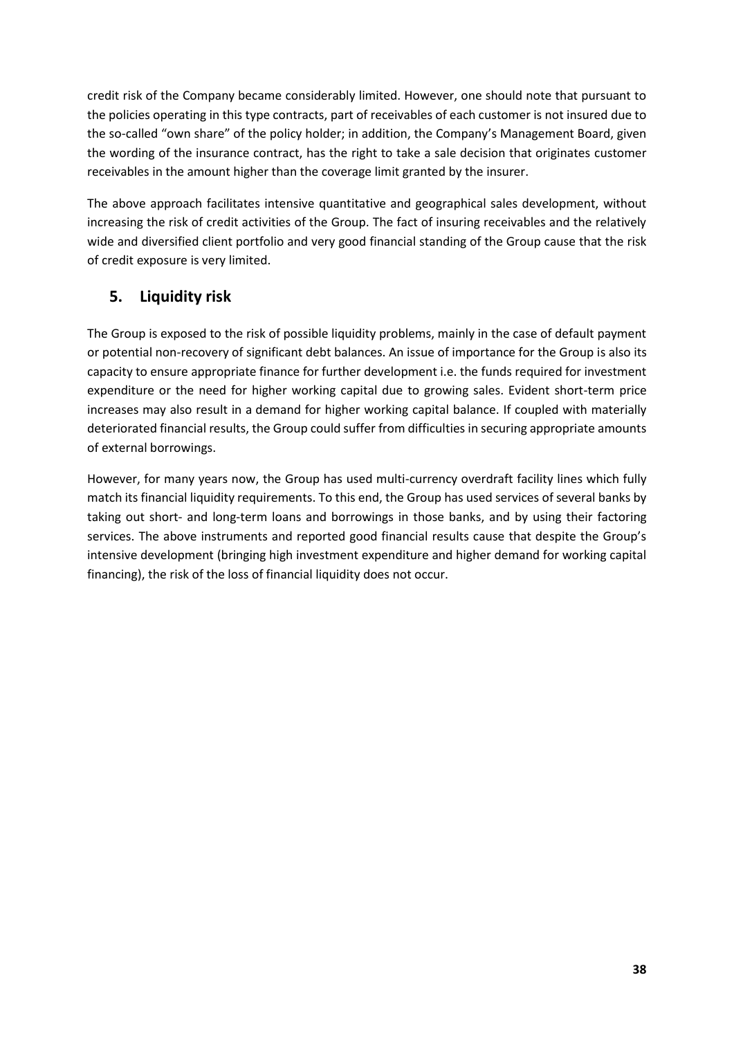credit risk of the Company became considerably limited. However, one should note that pursuant to the policies operating in this type contracts, part of receivables of each customer is not insured due to the so-called "own share" of the policy holder; in addition, the Company's Management Board, given the wording of the insurance contract, has the right to take a sale decision that originates customer receivables in the amount higher than the coverage limit granted by the insurer.

The above approach facilitates intensive quantitative and geographical sales development, without increasing the risk of credit activities of the Group. The fact of insuring receivables and the relatively wide and diversified client portfolio and very good financial standing of the Group cause that the risk of credit exposure is very limited.

## 5. Liquidity risk

The Group is exposed to the risk of possible liquidity problems, mainly in the case of default payment or potential non-recovery of significant debt balances. An issue of importance for the Group is also its capacity to ensure appropriate finance for further development i.e. the funds required for investment expenditure or the need for higher working capital due to growing sales. Evident short-term price increases may also result in a demand for higher working capital balance. If coupled with materially deteriorated financial results, the Group could suffer from difficulties in securing appropriate amounts of external borrowings.

However, for many years now, the Group has used multi-currency overdraft facility lines which fully match its financial liquidity requirements. To this end, the Group has used services of several banks by taking out short- and long-term loans and borrowings in those banks, and by using their factoring services. The above instruments and reported good financial results cause that despite the Group's intensive development (bringing high investment expenditure and higher demand for working capital financing), the risk of the loss of financial liquidity does not occur.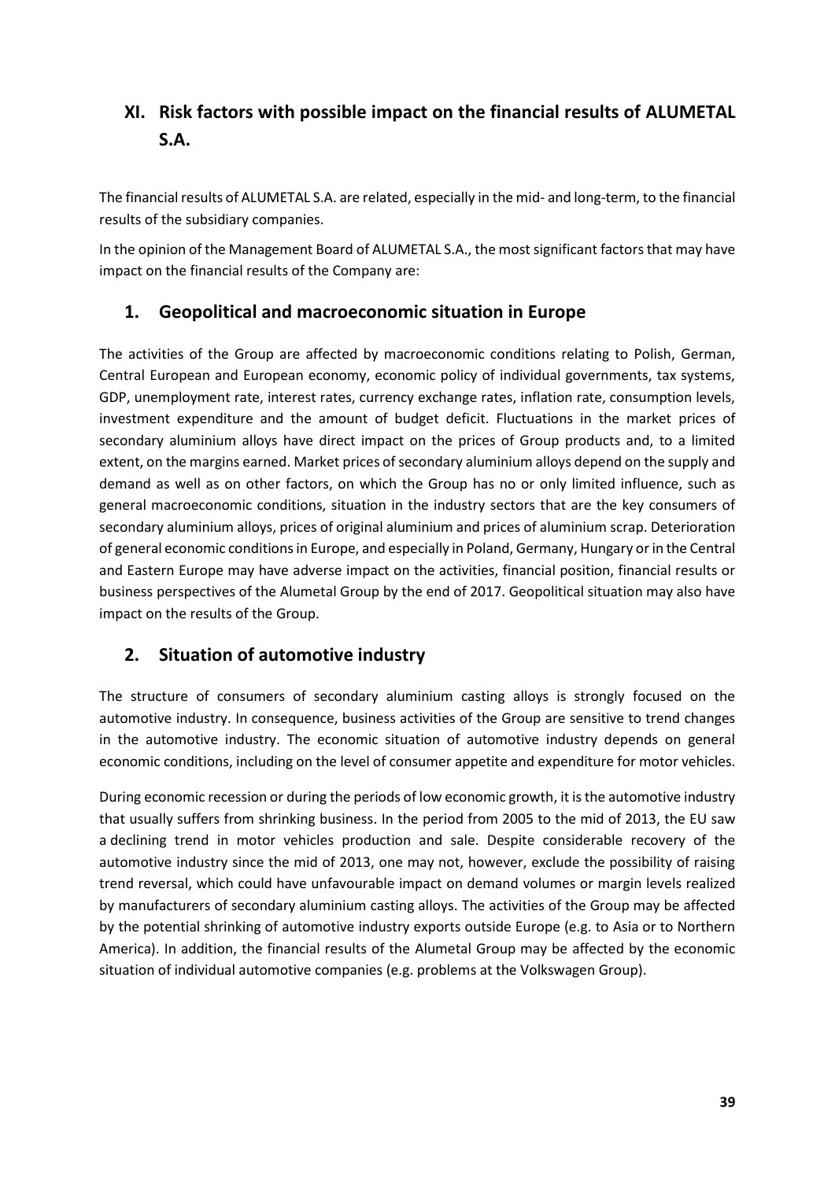# XI. Risk factors with possible impact on the financial results of ALUMETAL S.A.

The financial results of ALUMETAL S.A. are related, especially in the mid- and long-term, to the financial results of the subsidiary companies.

In the opinion of the Management Board of ALUMETAL S.A., the most significant factors that may have impact on the financial results of the Company are:

## 1. Geopolitical and macroeconomic situation in Europe

The activities of the Group are affected by macroeconomic conditions relating to Polish, German, Central European and European economy, economic policy of individual governments, tax systems, GDP, unemployment rate, interest rates, currency exchange rates, inflation rate, consumption levels, investment expenditure and the amount of budget deficit. Fluctuations in the market prices of secondary aluminium alloys have direct impact on the prices of Group products and, to a limited extent, on the margins earned. Market prices of secondary aluminium alloys depend on the supply and demand as well as on other factors, on which the Group has no or only limited influence, such as general macroeconomic conditions, situation in the industry sectors that are the key consumers of secondary aluminium alloys, prices of original aluminium and prices of aluminium scrap. Deterioration of general economic conditions in Europe, and especially in Poland, Germany, Hungary or in the Central and Eastern Europe may have adverse impact on the activities, financial position, financial results or business perspectives of the Alumetal Group by the end of 2017. Geopolitical situation may also have impact on the results of the Group.

## 2. Situation of automotive industry

The structure of consumers of secondary aluminium casting alloys is strongly focused on the automotive industry. In consequence, business activities of the Group are sensitive to trend changes in the automotive industry. The economic situation of automotive industry depends on general economic conditions, including on the level of consumer appetite and expenditure for motor vehicles.

During economic recession or during the periods of low economic growth, it is the automotive industry that usually suffers from shrinking business. In the period from 2005 to the mid of 2013, the EU saw a declining trend in motor vehicles production and sale. Despite considerable recovery of the automotive industry since the mid of 2013, one may not, however, exclude the possibility of raising trend reversal, which could have unfavourable impact on demand volumes or margin levels realized by manufacturers of secondary aluminium casting alloys. The activities of the Group may be affected by the potential shrinking of automotive industry exports outside Europe (e.g. to Asia or to Northern America). In addition, the financial results of the Alumetal Group may be affected by the economic situation of individual automotive companies (e.g. problems at the Volkswagen Group).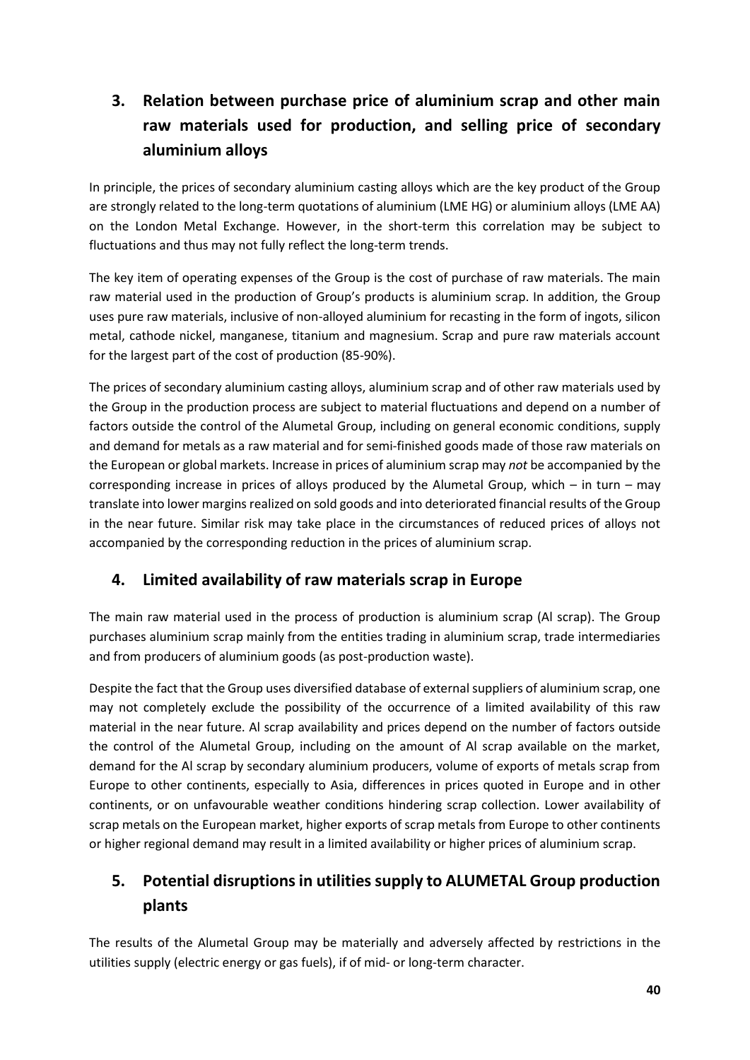## 3. Relation between purchase price of aluminium scrap and other main raw materials used for production, and selling price of secondary aluminium alloys

In principle, the prices of secondary aluminium casting alloys which are the key product of the Group are strongly related to the long-term quotations of aluminium (LME HG) or aluminium alloys (LME AA) on the London Metal Exchange. However, in the short-term this correlation may be subject to fluctuations and thus may not fully reflect the long-term trends.

The key item of operating expenses of the Group is the cost of purchase of raw materials. The main raw material used in the production of Group's products is aluminium scrap. In addition, the Group uses pure raw materials, inclusive of non-alloyed aluminium for recasting in the form of ingots, silicon metal, cathode nickel, manganese, titanium and magnesium. Scrap and pure raw materials account for the largest part of the cost of production (85-90%).

The prices of secondary aluminium casting alloys, aluminium scrap and of other raw materials used by the Group in the production process are subject to material fluctuations and depend on a number of factors outside the control of the Alumetal Group, including on general economic conditions, supply and demand for metals as a raw material and for semi-finished goods made of those raw materials on the European or global markets. Increase in prices of aluminium scrap may *not* be accompanied by the corresponding increase in prices of alloys produced by the Alumetal Group, which – in turn – may translate into lower margins realized on sold goods and into deteriorated financial results of the Group in the near future. Similar risk may take place in the circumstances of reduced prices of alloys not accompanied by the corresponding reduction in the prices of aluminium scrap.

## 4. Limited availability of raw materials scrap in Europe

The main raw material used in the process of production is aluminium scrap (Al scrap). The Group purchases aluminium scrap mainly from the entities trading in aluminium scrap, trade intermediaries and from producers of aluminium goods (as post-production waste).

Despite the fact that the Group uses diversified database of external suppliers of aluminium scrap, one may not completely exclude the possibility of the occurrence of a limited availability of this raw material in the near future. Al scrap availability and prices depend on the number of factors outside the control of the Alumetal Group, including on the amount of Al scrap available on the market, demand for the Al scrap by secondary aluminium producers, volume of exports of metals scrap from Europe to other continents, especially to Asia, differences in prices quoted in Europe and in other continents, or on unfavourable weather conditions hindering scrap collection. Lower availability of scrap metals on the European market, higher exports of scrap metals from Europe to other continents or higher regional demand may result in a limited availability or higher prices of aluminium scrap.

## 5. Potential disruptions in utilities supply to ALUMETAL Group production plants

The results of the Alumetal Group may be materially and adversely affected by restrictions in the utilities supply (electric energy or gas fuels), if of mid- or long-term character.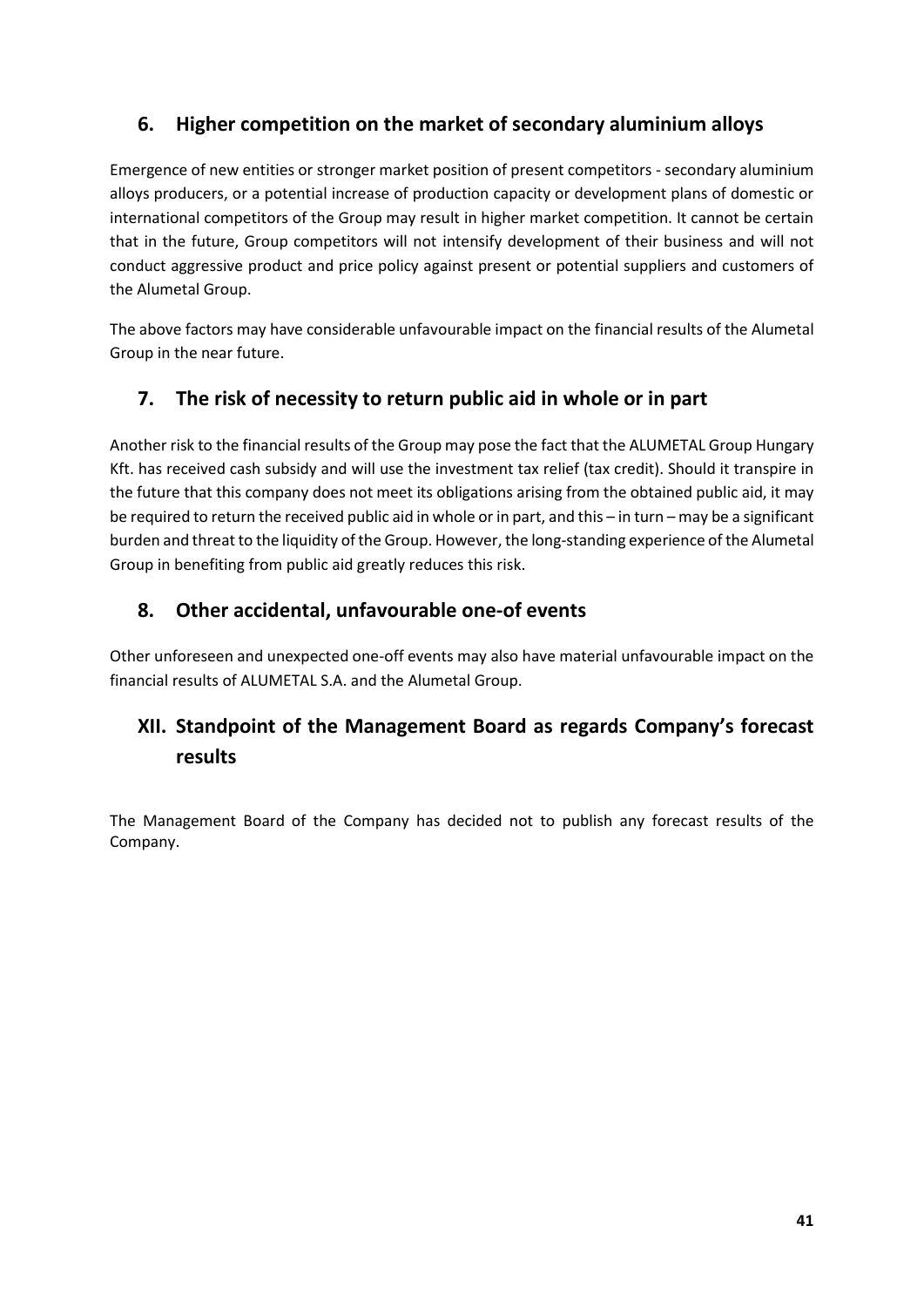## 6. Higher competition on the market of secondary aluminium alloys

Emergence of new entities or stronger market position of present competitors - secondary aluminium alloys producers, or a potential increase of production capacity or development plans of domestic or international competitors of the Group may result in higher market competition. It cannot be certain that in the future, Group competitors will not intensify development of their business and will not conduct aggressive product and price policy against present or potential suppliers and customers of the Alumetal Group.

The above factors may have considerable unfavourable impact on the financial results of the Alumetal Group in the near future.

## 7. The risk of necessity to return public aid in whole or in part

Another risk to the financial results of the Group may pose the fact that the ALUMETAL Group Hungary Kft. has received cash subsidy and will use the investment tax relief (tax credit). Should it transpire in the future that this company does not meet its obligations arising from the obtained public aid, it may be required to return the received public aid in whole or in part, and this – in turn – may be a significant burden and threat to the liquidity of the Group. However, the long-standing experience of the Alumetal Group in benefiting from public aid greatly reduces this risk.

## 8. Other accidental, unfavourable one-of events

Other unforeseen and unexpected one-off events may also have material unfavourable impact on the financial results of ALUMETAL S.A. and the Alumetal Group.

# XII. Standpoint of the Management Board as regards Company's forecast results

The Management Board of the Company has decided not to publish any forecast results of the Company.